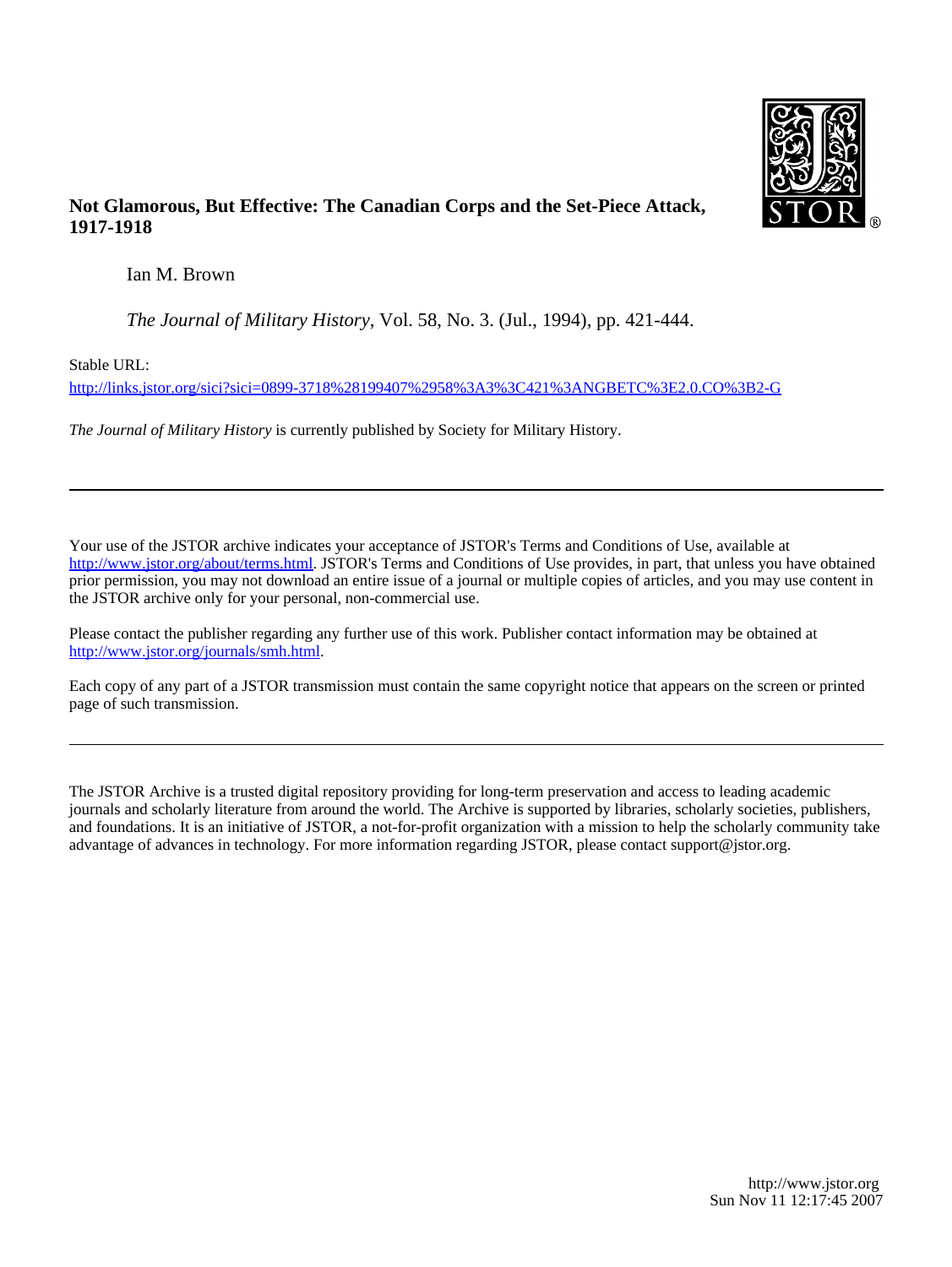**Not Glamorous, But Effective: The Canadian Corps and the Set-Piece Attack, 1917-1918**

Ian M. Brown

*The Journal of Military History*, Vol. 58, No. 3. (Jul., 1994), pp. 421-444.

Stable URL:

http://links.jstor.org/sici?sici=0899-3718%28199407%2958%3A3%3C421%3ANGBETC%3E2.0.CO%3B2-G

*The Journal of Military History* is currently published by Society for Military History.

---

Your use of the JSTOR archive indicates your acceptance of JSTOR's Terms and Conditions of Use, available at http://www.jstor.org/about/terms.html. JSTOR's Terms and Conditions of Use provides, in part, that unless you have obtained prior permission, you may not download an entire issue of a journal or multiple copies of articles, and you may use content in the JSTOR archive only for your personal, non-commercial use.

Please contact the publisher regarding any further use of this work. Publisher contact information may be obtained at http://www.jstor.org/journals/smh.html.

Each copy of any part of a JSTOR transmission must contain the same copyright notice that appears on the screen or printed page of such transmission.

---

The JSTOR Archive is a trusted digital repository providing for long-term preservation and access to leading academic journals and scholarly literature from around the world. The Archive is supported by libraries, scholarly societies, publishers, and foundations. It is an initiative of JSTOR, a not-for-profit organization with a mission to help the scholarly community take advantage of advances in technology. For more information regarding JSTOR, please contact support@jstor.org.

http://www.jstor.org
Sun Nov 11 12:17:45 2007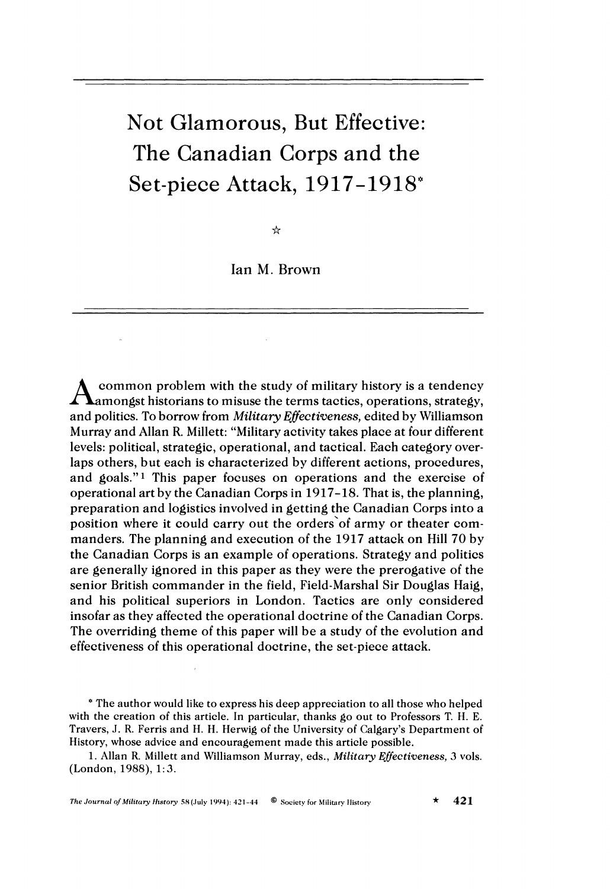# Not Glamorous, But Effective: The Canadian Corps and the Set-piece Attack, 1917-1918*

☆

Ian M. Brown

A common problem with the study of military history is a tendency amongst historians to misuse the terms tactics, operations, strategy, and politics. To borrow from *Military Effectiveness*, edited by Williamson Murray and Allan R. Millett: "Military activity takes place at four different levels: political, strategic, operational, and tactical. Each category overlaps others, but each is characterized by different actions, procedures, and goals."[1] This paper focuses on operations and the exercise of operational art by the Canadian Corps in 1917-18. That is, the planning, preparation and logistics involved in getting the Canadian Corps into a position where it could carry out the orders of army or theater commanders. The planning and execution of the 1917 attack on Hill 70 by the Canadian Corps is an example of operations. Strategy and politics are generally ignored in this paper as they were the prerogative of the senior British commander in the field, Field-Marshal Sir Douglas Haig, and his political superiors in London. Tactics are only considered insofar as they affected the operational doctrine of the Canadian Corps. The overriding theme of this paper will be a study of the evolution and effectiveness of this operational doctrine, the set-piece attack.

\* The author would like to express his deep appreciation to all those who helped with the creation of this article. In particular, thanks go out to Professors T. H. E. Travers, J. R. Ferris and H. H. Herwig of the University of Calgary's Department of History, whose advice and encouragement made this article possible.

1. Allan R. Millett and Williamson Murray, eds., *Military Effectiveness*, 3 vols. (London, 1988), 1:3.

*The Journal of Military History* 58 (July 1994): 421-44 © Society for Military History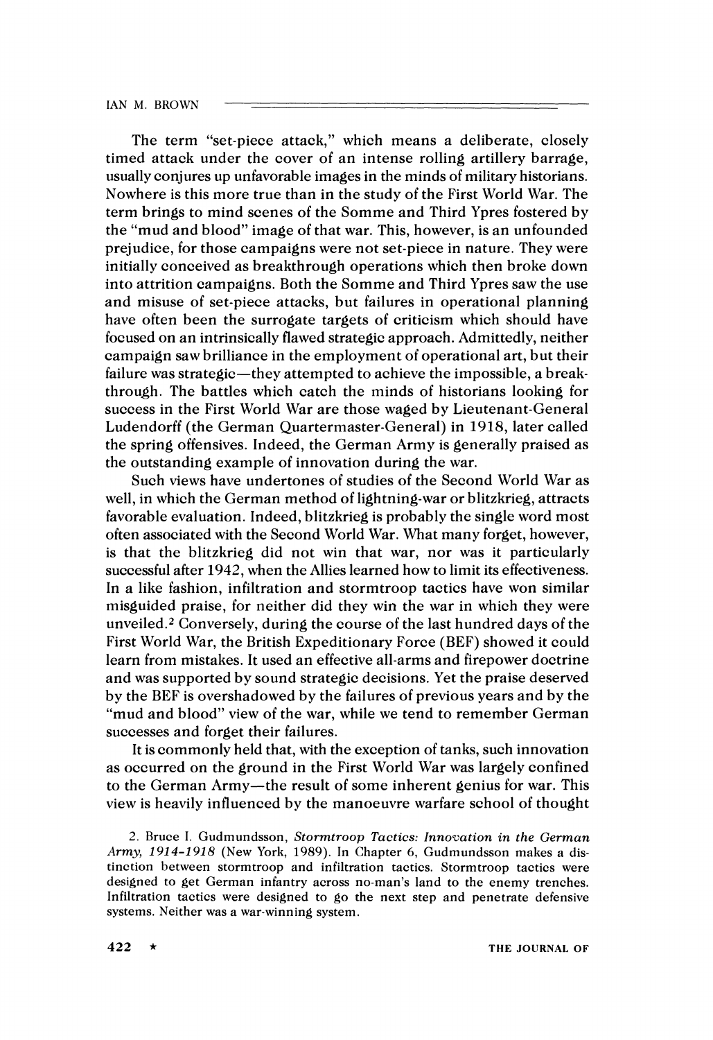The term "set-piece attack," which means a deliberate, closely timed attack under the cover of an intense rolling artillery barrage, usually conjures up unfavorable images in the minds of military historians. Nowhere is this more true than in the study of the First World War. The term brings to mind scenes of the Somme and Third Ypres fostered by the "mud and blood" image of that war. This, however, is an unfounded prejudice, for those campaigns were not set-piece in nature. They were initially conceived as breakthrough operations which then broke down into attrition campaigns. Both the Somme and Third Ypres saw the use and misuse of set-piece attacks, but failures in operational planning have often been the surrogate targets of criticism which should have focused on an intrinsically flawed strategic approach. Admittedly, neither campaign saw brilliance in the employment of operational art, but their failure was strategic—they attempted to achieve the impossible, a breakthrough. The battles which catch the minds of historians looking for success in the First World War are those waged by Lieutenant-General Ludendorff (the German Quartermaster-General) in 1918, later called the spring offensives. Indeed, the German Army is generally praised as the outstanding example of innovation during the war.

Such views have undertones of studies of the Second World War as well, in which the German method of lightning-war or blitzkrieg, attracts favorable evaluation. Indeed, blitzkrieg is probably the single word most often associated with the Second World War. What many forget, however, is that the blitzkrieg did not win that war, nor was it particularly successful after 1942, when the Allies learned how to limit its effectiveness. In a like fashion, infiltration and stormtroop tactics have won similar misguided praise, for neither did they win the war in which they were unveiled.[2] Conversely, during the course of the last hundred days of the First World War, the British Expeditionary Force (BEF) showed it could learn from mistakes. It used an effective all-arms and firepower doctrine and was supported by sound strategic decisions. Yet the praise deserved by the BEF is overshadowed by the failures of previous years and by the "mud and blood" view of the war, while we tend to remember German successes and forget their failures.

It is commonly held that, with the exception of tanks, such innovation as occurred on the ground in the First World War was largely confined to the German Army—the result of some inherent genius for war. This view is heavily influenced by the manoeuvre warfare school of thought

2. Bruce I. Gudmundsson, *Stormtroop Tactics: Innovation in the German Army, 1914-1918* (New York, 1989). In Chapter 6, Gudmundsson makes a distinction between stormtroop and infiltration tactics. Stormtroop tactics were designed to get German infantry across no-man's land to the enemy trenches. Infiltration tactics were designed to go the next step and penetrate defensive systems. Neither was a war-winning system.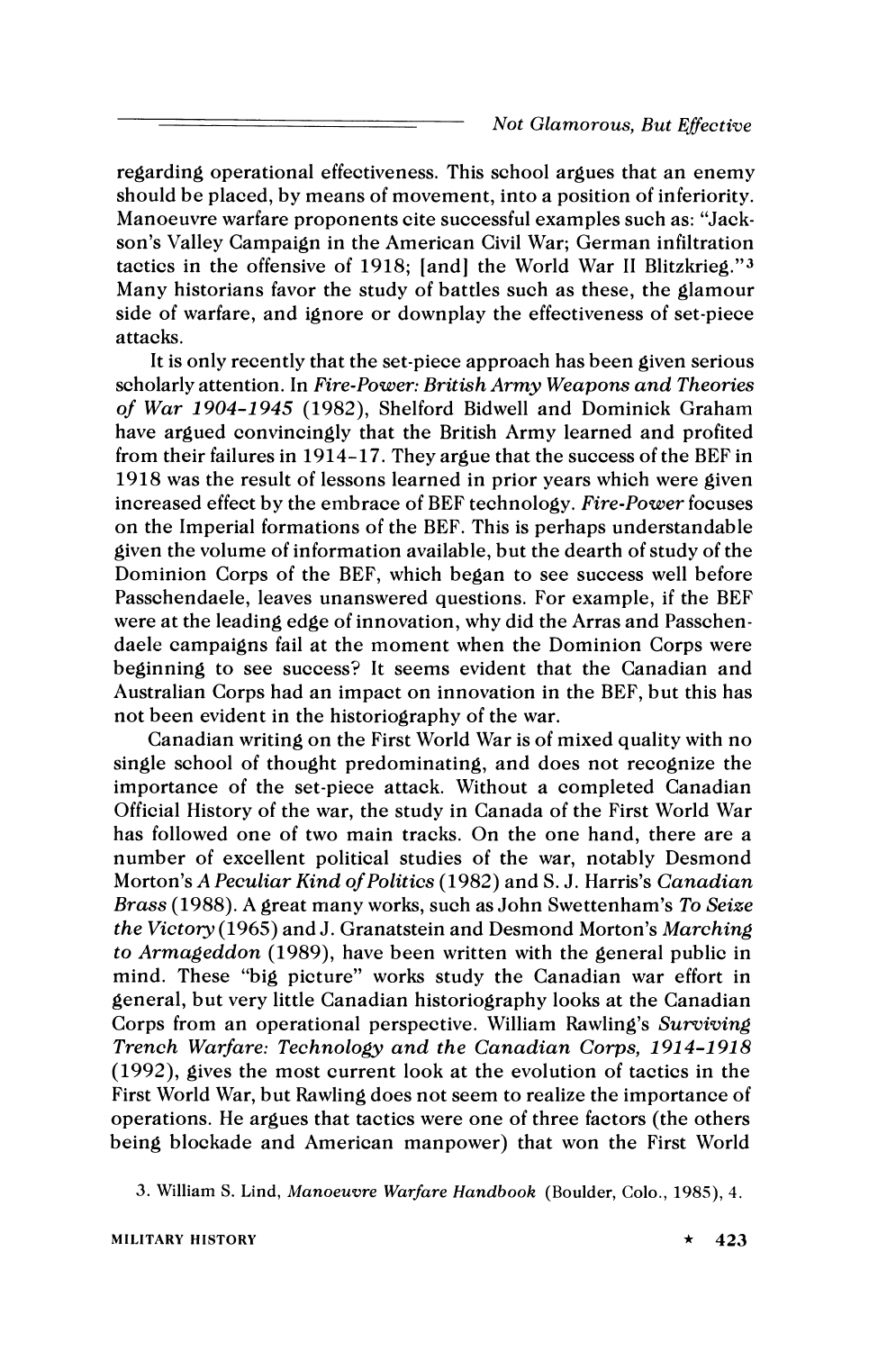regarding operational effectiveness. This school argues that an enemy should be placed, by means of movement, into a position of inferiority. Manoeuvre warfare proponents cite successful examples such as: "Jackson's Valley Campaign in the American Civil War; German infiltration tactics in the offensive of 1918; [and] the World War II Blitzkrieg."[3] Many historians favor the study of battles such as these, the glamour side of warfare, and ignore or downplay the effectiveness of set-piece attacks.

It is only recently that the set-piece approach has been given serious scholarly attention. In *Fire-Power: British Army Weapons and Theories of War 1904–1945* (1982), Shelford Bidwell and Dominick Graham have argued convincingly that the British Army learned and profited from their failures in 1914–17. They argue that the success of the BEF in 1918 was the result of lessons learned in prior years which were given increased effect by the embrace of BEF technology. *Fire-Power* focuses on the Imperial formations of the BEF. This is perhaps understandable given the volume of information available, but the dearth of study of the Dominion Corps of the BEF, which began to see success well before Passchendaele, leaves unanswered questions. For example, if the BEF were at the leading edge of innovation, why did the Arras and Passchendaele campaigns fail at the moment when the Dominion Corps were beginning to see success? It seems evident that the Canadian and Australian Corps had an impact on innovation in the BEF, but this has not been evident in the historiography of the war.

Canadian writing on the First World War is of mixed quality with no single school of thought predominating, and does not recognize the importance of the set-piece attack. Without a completed Canadian Official History of the war, the study in Canada of the First World War has followed one of two main tracks. On the one hand, there are a number of excellent political studies of the war, notably Desmond Morton's *A Peculiar Kind of Politics* (1982) and S. J. Harris's *Canadian Brass* (1988). A great many works, such as John Swettenham's *To Seize the Victory* (1965) and J. Granatstein and Desmond Morton's *Marching to Armageddon* (1989), have been written with the general public in mind. These "big picture" works study the Canadian war effort in general, but very little Canadian historiography looks at the Canadian Corps from an operational perspective. William Rawling's *Surviving Trench Warfare: Technology and the Canadian Corps, 1914–1918* (1992), gives the most current look at the evolution of tactics in the First World War, but Rawling does not seem to realize the importance of operations. He argues that tactics were one of three factors (the others being blockade and American manpower) that won the First World

3. William S. Lind, *Manoeuvre Warfare Handbook* (Boulder, Colo., 1985), 4.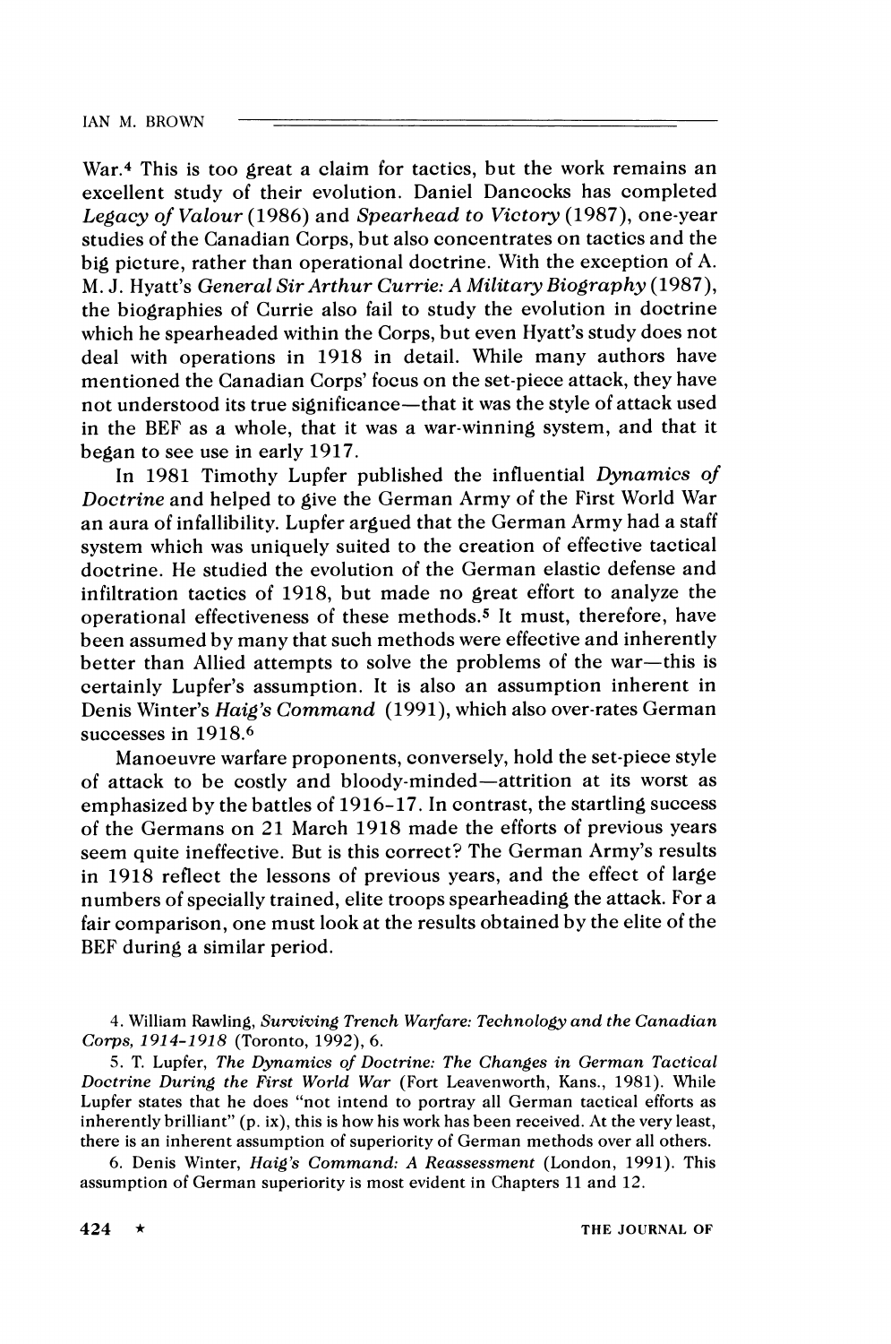War.[4] This is too great a claim for tactics, but the work remains an excellent study of their evolution. Daniel Dancocks has completed *Legacy of Valour* (1986) and *Spearhead to Victory* (1987), one-year studies of the Canadian Corps, but also concentrates on tactics and the big picture, rather than operational doctrine. With the exception of A. M. J. Hyatt's *General Sir Arthur Currie: A Military Biography* (1987), the biographies of Currie also fail to study the evolution in doctrine which he spearheaded within the Corps, but even Hyatt's study does not deal with operations in 1918 in detail. While many authors have mentioned the Canadian Corps' focus on the set-piece attack, they have not understood its true significance—that it was the style of attack used in the BEF as a whole, that it was a war-winning system, and that it began to see use in early 1917.

In 1981 Timothy Lupfer published the influential *Dynamics of Doctrine* and helped to give the German Army of the First World War an aura of infallibility. Lupfer argued that the German Army had a staff system which was uniquely suited to the creation of effective tactical doctrine. He studied the evolution of the German elastic defense and infiltration tactics of 1918, but made no great effort to analyze the operational effectiveness of these methods.[5] It must, therefore, have been assumed by many that such methods were effective and inherently better than Allied attempts to solve the problems of the war—this is certainly Lupfer's assumption. It is also an assumption inherent in Denis Winter's *Haig's Command* (1991), which also over-rates German successes in 1918.[6]

Manoeuvre warfare proponents, conversely, hold the set-piece style of attack to be costly and bloody-minded—attrition at its worst as emphasized by the battles of 1916–17. In contrast, the startling success of the Germans on 21 March 1918 made the efforts of previous years seem quite ineffective. But is this correct? The German Army's results in 1918 reflect the lessons of previous years, and the effect of large numbers of specially trained, elite troops spearheading the attack. For a fair comparison, one must look at the results obtained by the elite of the BEF during a similar period.

4. William Rawling, *Surviving Trench Warfare: Technology and the Canadian Corps, 1914-1918* (Toronto, 1992), 6.

5. T. Lupfer, *The Dynamics of Doctrine: The Changes in German Tactical Doctrine During the First World War* (Fort Leavenworth, Kans., 1981). While Lupfer states that he does "not intend to portray all German tactical efforts as inherently brilliant" (p. ix), this is how his work has been received. At the very least, there is an inherent assumption of superiority of German methods over all others.

6. Denis Winter, *Haig's Command: A Reassessment* (London, 1991). This assumption of German superiority is most evident in Chapters 11 and 12.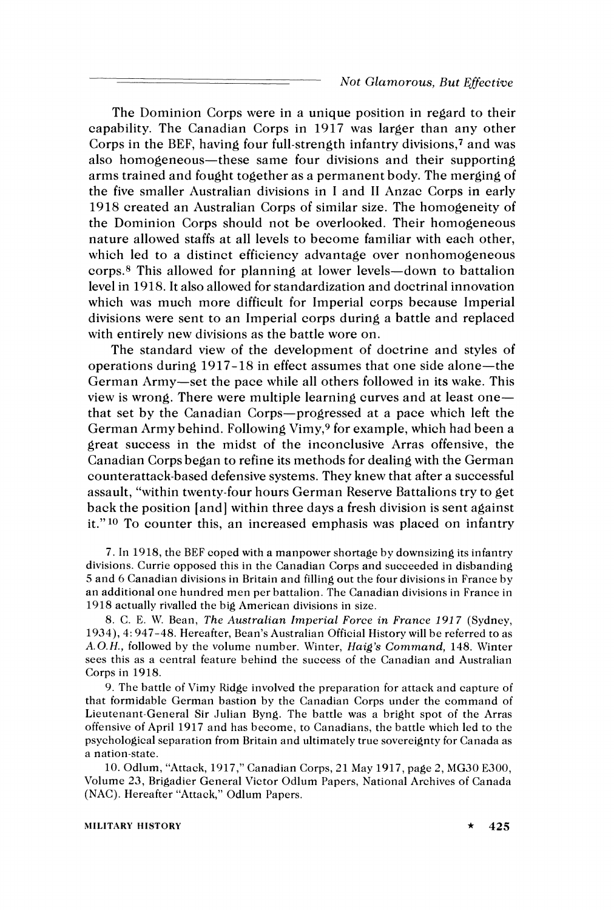The Dominion Corps were in a unique position in regard to their capability. The Canadian Corps in 1917 was larger than any other Corps in the BEF, having four full-strength infantry divisions,[7] and was also homogeneous—these same four divisions and their supporting arms trained and fought together as a permanent body. The merging of the five smaller Australian divisions in I and II Anzac Corps in early 1918 created an Australian Corps of similar size. The homogeneity of the Dominion Corps should not be overlooked. Their homogeneous nature allowed staffs at all levels to become familiar with each other, which led to a distinct efficiency advantage over nonhomogeneous corps.[8] This allowed for planning at lower levels—down to battalion level in 1918. It also allowed for standardization and doctrinal innovation which was much more difficult for Imperial corps because Imperial divisions were sent to an Imperial corps during a battle and replaced with entirely new divisions as the battle wore on.

The standard view of the development of doctrine and styles of operations during 1917-18 in effect assumes that one side alone—the German Army—set the pace while all others followed in its wake. This view is wrong. There were multiple learning curves and at least one—that set by the Canadian Corps—progressed at a pace which left the German Army behind. Following Vimy,[9] for example, which had been a great success in the midst of the inconclusive Arras offensive, the Canadian Corps began to refine its methods for dealing with the German counterattack-based defensive systems. They knew that after a successful assault, "within twenty-four hours German Reserve Battalions try to get back the position [and] within three days a fresh division is sent against it."[10] To counter this, an increased emphasis was placed on infantry

7. In 1918, the BEF coped with a manpower shortage by downsizing its infantry divisions. Currie opposed this in the Canadian Corps and succeeded in disbanding 5 and 6 Canadian divisions in Britain and filling out the four divisions in France by an additional one hundred men per battalion. The Canadian divisions in France in 1918 actually rivalled the big American divisions in size.

8. C. E. W. Bean, *The Australian Imperial Force in France 1917* (Sydney, 1934), 4: 947-48. Hereafter, Bean's Australian Official History will be referred to as *A.O.H.*, followed by the volume number. Winter, *Haig's Command*, 148. Winter sees this as a central feature behind the success of the Canadian and Australian Corps in 1918.

9. The battle of Vimy Ridge involved the preparation for attack and capture of that formidable German bastion by the Canadian Corps under the command of Lieutenant-General Sir Julian Byng. The battle was a bright spot of the Arras offensive of April 1917 and has become, to Canadians, the battle which led to the psychological separation from Britain and ultimately true sovereignty for Canada as a nation-state.

10. Odlum, "Attack, 1917," Canadian Corps, 21 May 1917, page 2, MG30 E300, Volume 23, Brigadier General Victor Odlum Papers, National Archives of Canada (NAC). Hereafter "Attack," Odlum Papers.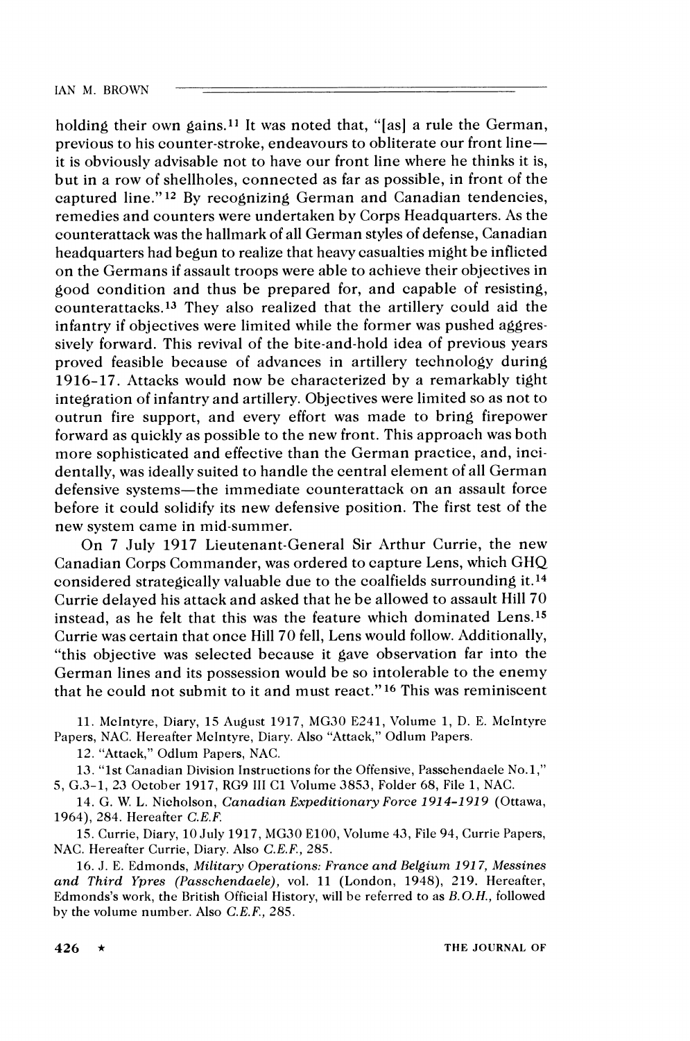holding their own gains.[11] It was noted that, "[as] a rule the German, previous to his counter-stroke, endeavours to obliterate our front line—it is obviously advisable not to have our front line where he thinks it is, but in a row of shellholes, connected as far as possible, in front of the captured line."[12] By recognizing German and Canadian tendencies, remedies and counters were undertaken by Corps Headquarters. As the counterattack was the hallmark of all German styles of defense, Canadian headquarters had begun to realize that heavy casualties might be inflicted on the Germans if assault troops were able to achieve their objectives in good condition and thus be prepared for, and capable of resisting, counterattacks.[13] They also realized that the artillery could aid the infantry if objectives were limited while the former was pushed aggressively forward. This revival of the bite-and-hold idea of previous years proved feasible because of advances in artillery technology during 1916–17. Attacks would now be characterized by a remarkably tight integration of infantry and artillery. Objectives were limited so as not to outrun fire support, and every effort was made to bring firepower forward as quickly as possible to the new front. This approach was both more sophisticated and effective than the German practice, and, incidentally, was ideally suited to handle the central element of all German defensive systems—the immediate counterattack on an assault force before it could solidify its new defensive position. The first test of the new system came in mid-summer.

On 7 July 1917 Lieutenant-General Sir Arthur Currie, the new Canadian Corps Commander, was ordered to capture Lens, which GHQ considered strategically valuable due to the coalfields surrounding it.[14] Currie delayed his attack and asked that he be allowed to assault Hill 70 instead, as he felt that this was the feature which dominated Lens.[15] Currie was certain that once Hill 70 fell, Lens would follow. Additionally, "this objective was selected because it gave observation far into the German lines and its possession would be so intolerable to the enemy that he could not submit to it and must react."[16] This was reminiscent

11. McIntyre, Diary, 15 August 1917, MG30 E241, Volume 1, D. E. McIntyre Papers, NAC. Hereafter McIntyre, Diary. Also "Attack," Odlum Papers.

12. "Attack," Odlum Papers, NAC.

13. "1st Canadian Division Instructions for the Offensive, Passchendaele No.1," 5, G.3-1, 23 October 1917, RG9 III C1 Volume 3853, Folder 68, File 1, NAC.

14. G. W. L. Nicholson, *Canadian Expeditionary Force 1914–1919* (Ottawa, 1964), 284. Hereafter *C.E.F.*

15. Currie, Diary, 10 July 1917, MG30 E100, Volume 43, File 94, Currie Papers, NAC. Hereafter Currie, Diary. Also *C.E.F.*, 285.

16. J. E. Edmonds, *Military Operations: France and Belgium 1917, Messines and Third Ypres (Passchendaele)*, vol. 11 (London, 1948), 219. Hereafter, Edmonds's work, the British Official History, will be referred to as *B.O.H.*, followed by the volume number. Also *C.E.F.*, 285.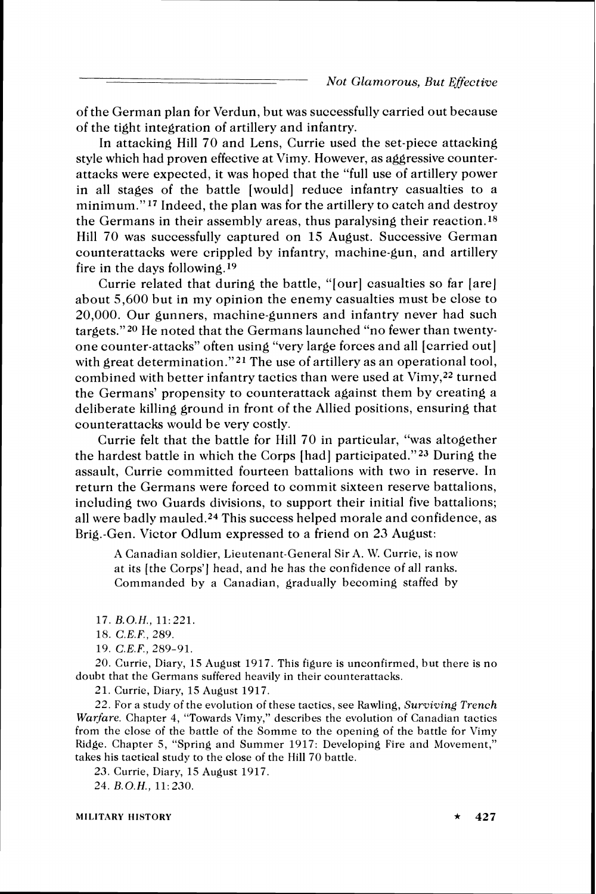of the German plan for Verdun, but was successfully carried out because of the tight integration of artillery and infantry.

In attacking Hill 70 and Lens, Currie used the set-piece attacking style which had proven effective at Vimy. However, as aggressive counterattacks were expected, it was hoped that the "full use of artillery power in all stages of the battle [would] reduce infantry casualties to a minimum."[17] Indeed, the plan was for the artillery to catch and destroy the Germans in their assembly areas, thus paralysing their reaction.[18] Hill 70 was successfully captured on 15 August. Successive German counterattacks were crippled by infantry, machine-gun, and artillery fire in the days following.[19]

Currie related that during the battle, "[our] casualties so far [are] about 5,600 but in my opinion the enemy casualties must be close to 20,000. Our gunners, machine-gunners and infantry never had such targets."[20] He noted that the Germans launched "no fewer than twenty-one counter-attacks" often using "very large forces and all [carried out] with great determination."[21] The use of artillery as an operational tool, combined with better infantry tactics than were used at Vimy,[22] turned the Germans' propensity to counterattack against them by creating a deliberate killing ground in front of the Allied positions, ensuring that counterattacks would be very costly.

Currie felt that the battle for Hill 70 in particular, "was altogether the hardest battle in which the Corps [had] participated."[23] During the assault, Currie committed fourteen battalions with two in reserve. In return the Germans were forced to commit sixteen reserve battalions, including two Guards divisions, to support their initial five battalions; all were badly mauled.[24] This success helped morale and confidence, as Brig.-Gen. Victor Odlum expressed to a friend on 23 August:

> A Canadian soldier, Lieutenant-General Sir A. W. Currie, is now at its [the Corps'] head, and he has the confidence of all ranks. Commanded by a Canadian, gradually becoming staffed by

17. *B.O.H.*, 11:221.

18. *C.E.F.*, 289.

19. *C.E.F.*, 289-91.

20. Currie, Diary, 15 August 1917. This figure is unconfirmed, but there is no doubt that the Germans suffered heavily in their counterattacks.

21. Currie, Diary, 15 August 1917.

22. For a study of the evolution of these tactics, see Rawling, *Surviving Trench Warfare*. Chapter 4, "Towards Vimy," describes the evolution of Canadian tactics from the close of the battle of the Somme to the opening of the battle for Vimy Ridge. Chapter 5, "Spring and Summer 1917: Developing Fire and Movement," takes his tactical study to the close of the Hill 70 battle.

23. Currie, Diary, 15 August 1917.

24. *B.O.H.*, 11:230.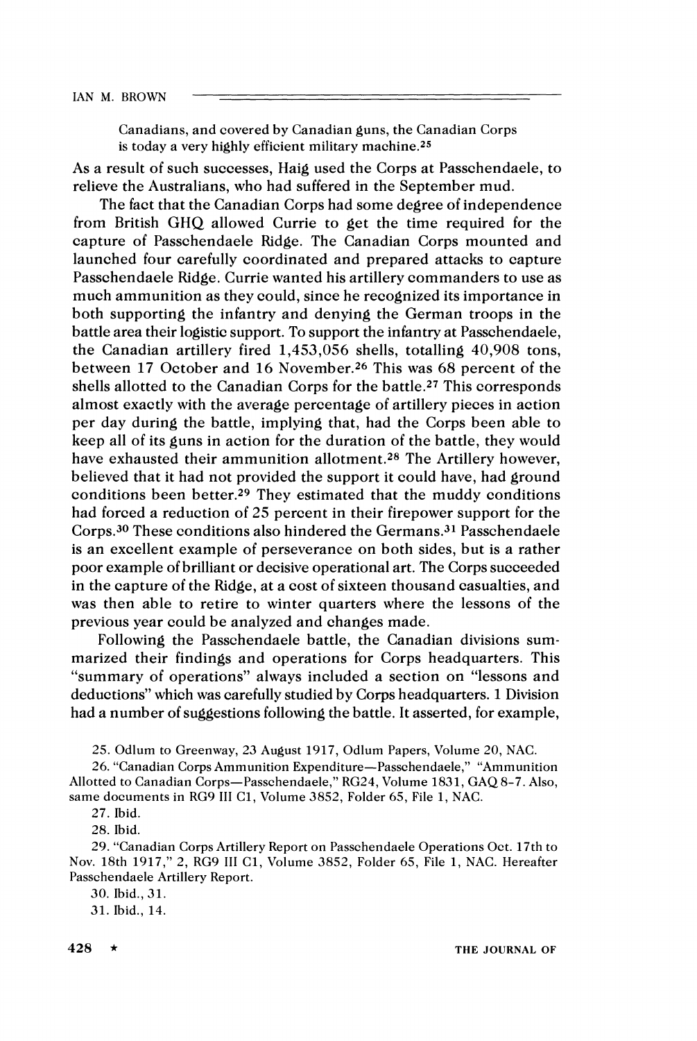> Canadians, and covered by Canadian guns, the Canadian Corps is today a very highly efficient military machine.[25]

As a result of such successes, Haig used the Corps at Passchendaele, to relieve the Australians, who had suffered in the September mud.

The fact that the Canadian Corps had some degree of independence from British GHQ allowed Currie to get the time required for the capture of Passchendaele Ridge. The Canadian Corps mounted and launched four carefully coordinated and prepared attacks to capture Passchendaele Ridge. Currie wanted his artillery commanders to use as much ammunition as they could, since he recognized its importance in both supporting the infantry and denying the German troops in the battle area their logistic support. To support the infantry at Passchendaele, the Canadian artillery fired 1,453,056 shells, totalling 40,908 tons, between 17 October and 16 November.[26] This was 68 percent of the shells allotted to the Canadian Corps for the battle.[27] This corresponds almost exactly with the average percentage of artillery pieces in action per day during the battle, implying that, had the Corps been able to keep all of its guns in action for the duration of the battle, they would have exhausted their ammunition allotment.[28] The Artillery however, believed that it had not provided the support it could have, had ground conditions been better.[29] They estimated that the muddy conditions had forced a reduction of 25 percent in their firepower support for the Corps.[30] These conditions also hindered the Germans.[31] Passchendaele is an excellent example of perseverance on both sides, but is a rather poor example of brilliant or decisive operational art. The Corps succeeded in the capture of the Ridge, at a cost of sixteen thousand casualties, and was then able to retire to winter quarters where the lessons of the previous year could be analyzed and changes made.

Following the Passchendaele battle, the Canadian divisions summarized their findings and operations for Corps headquarters. This "summary of operations" always included a section on "lessons and deductions" which was carefully studied by Corps headquarters. 1 Division had a number of suggestions following the battle. It asserted, for example,

25. Odlum to Greenway, 23 August 1917, Odlum Papers, Volume 20, NAC.

26. "Canadian Corps Ammunition Expenditure—Passchendaele," "Ammunition Allotted to Canadian Corps—Passchendaele," RG24, Volume 1831, GAQ 8-7. Also, same documents in RG9 III C1, Volume 3852, Folder 65, File 1, NAC.

27. Ibid.

28. Ibid.

29. "Canadian Corps Artillery Report on Passchendaele Operations Oct. 17th to Nov. 18th 1917," 2, RG9 III C1, Volume 3852, Folder 65, File 1, NAC. Hereafter Passchendaele Artillery Report.

30. Ibid., 31.

31. Ibid., 14.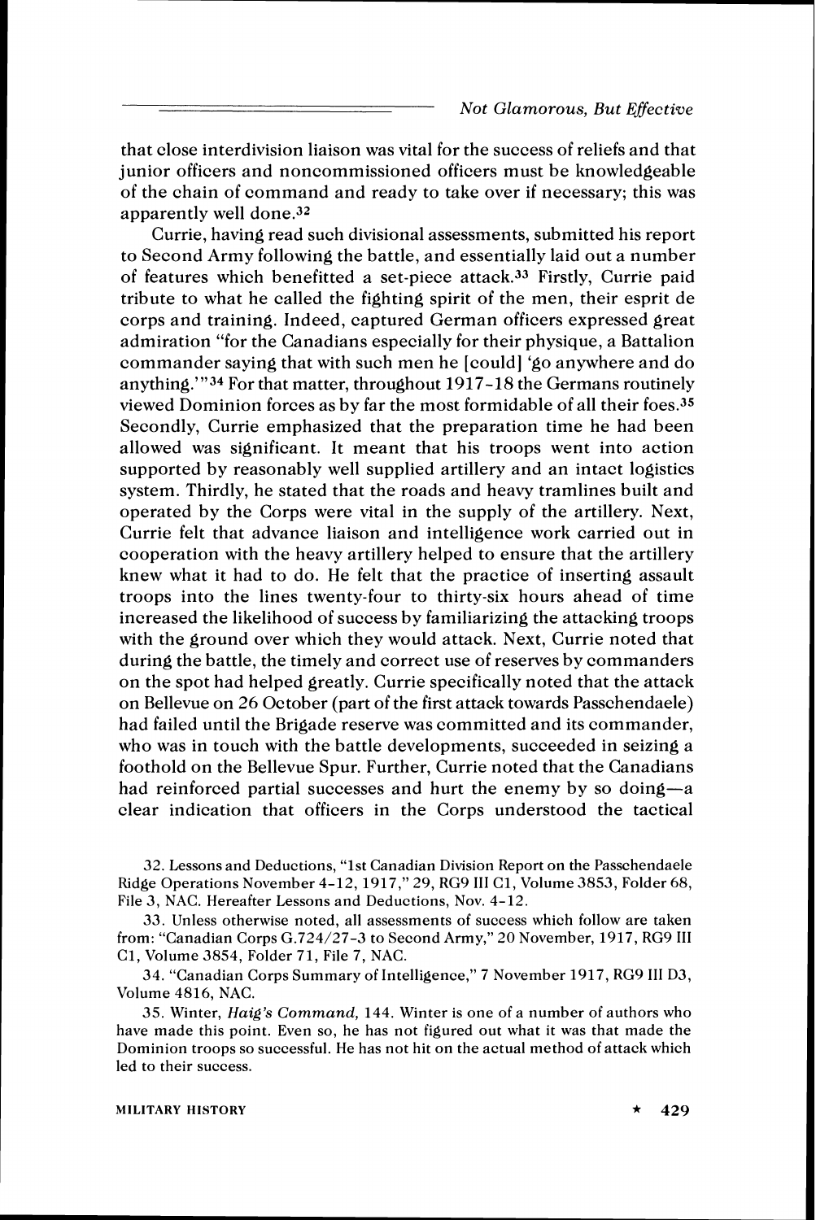that close interdivision liaison was vital for the success of reliefs and that junior officers and noncommissioned officers must be knowledgeable of the chain of command and ready to take over if necessary; this was apparently well done.[32]

Currie, having read such divisional assessments, submitted his report to Second Army following the battle, and essentially laid out a number of features which benefitted a set-piece attack.[33] Firstly, Currie paid tribute to what he called the fighting spirit of the men, their esprit de corps and training. Indeed, captured German officers expressed great admiration "for the Canadians especially for their physique, a Battalion commander saying that with such men he [could] 'go anywhere and do anything.'"[34] For that matter, throughout 1917–18 the Germans routinely viewed Dominion forces as by far the most formidable of all their foes.[35] Secondly, Currie emphasized that the preparation time he had been allowed was significant. It meant that his troops went into action supported by reasonably well supplied artillery and an intact logistics system. Thirdly, he stated that the roads and heavy tramlines built and operated by the Corps were vital in the supply of the artillery. Next, Currie felt that advance liaison and intelligence work carried out in cooperation with the heavy artillery helped to ensure that the artillery knew what it had to do. He felt that the practice of inserting assault troops into the lines twenty-four to thirty-six hours ahead of time increased the likelihood of success by familiarizing the attacking troops with the ground over which they would attack. Next, Currie noted that during the battle, the timely and correct use of reserves by commanders on the spot had helped greatly. Currie specifically noted that the attack on Bellevue on 26 October (part of the first attack towards Passchendaele) had failed until the Brigade reserve was committed and its commander, who was in touch with the battle developments, succeeded in seizing a foothold on the Bellevue Spur. Further, Currie noted that the Canadians had reinforced partial successes and hurt the enemy by so doing—a clear indication that officers in the Corps understood the tactical

32. Lessons and Deductions, "1st Canadian Division Report on the Passchendaele Ridge Operations November 4–12, 1917," 29, RG9 III C1, Volume 3853, Folder 68, File 3, NAC. Hereafter Lessons and Deductions, Nov. 4–12.

33. Unless otherwise noted, all assessments of success which follow are taken from: "Canadian Corps G.724/27-3 to Second Army," 20 November, 1917, RG9 III C1, Volume 3854, Folder 71, File 7, NAC.

34. "Canadian Corps Summary of Intelligence," 7 November 1917, RG9 III D3, Volume 4816, NAC.

35. Winter, *Haig's Command,* 144. Winter is one of a number of authors who have made this point. Even so, he has not figured out what it was that made the Dominion troops so successful. He has not hit on the actual method of attack which led to their success.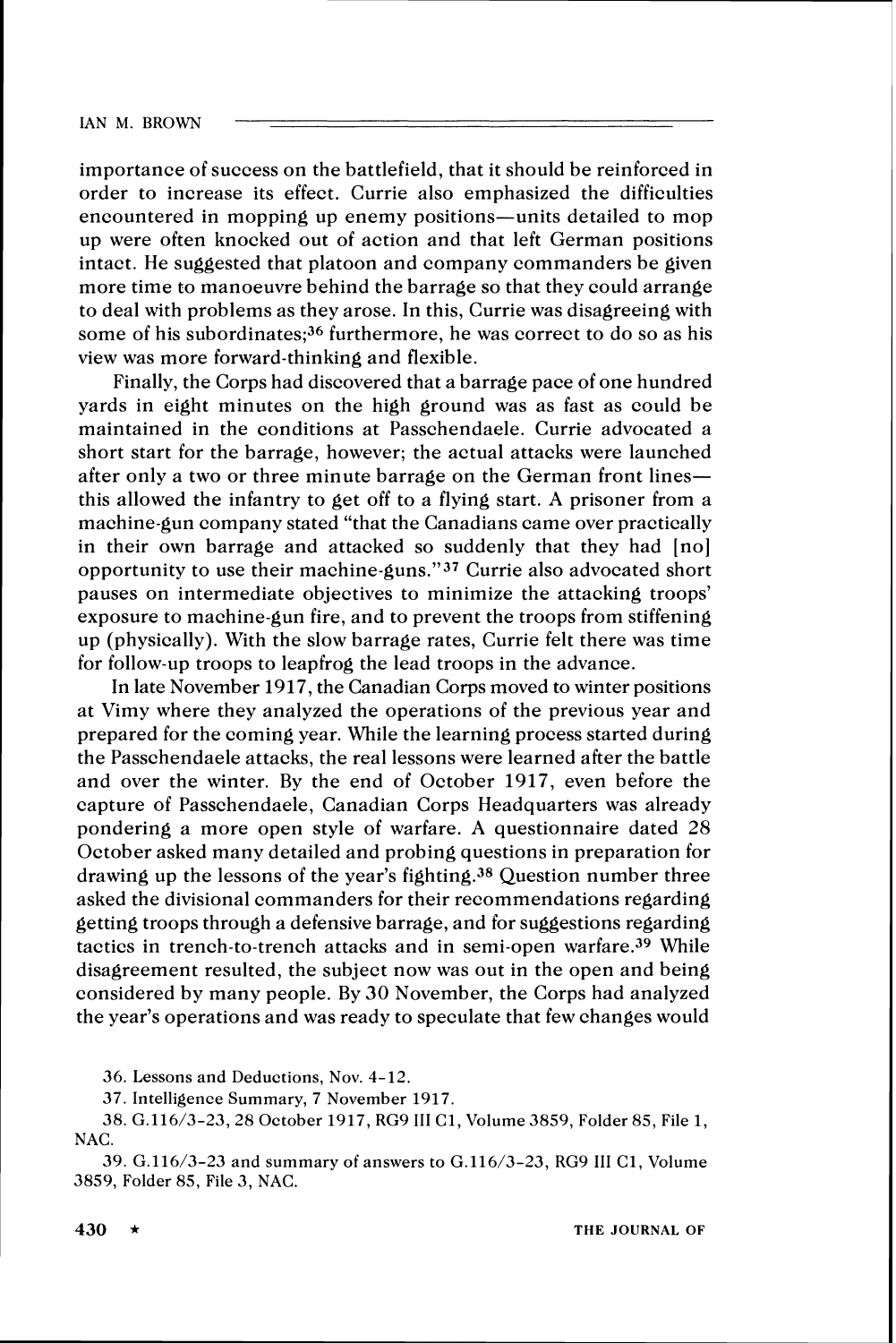importance of success on the battlefield, that it should be reinforced in order to increase its effect. Currie also emphasized the difficulties encountered in mopping up enemy positions—units detailed to mop up were often knocked out of action and that left German positions intact. He suggested that platoon and company commanders be given more time to manoeuvre behind the barrage so that they could arrange to deal with problems as they arose. In this, Currie was disagreeing with some of his subordinates;[36] furthermore, he was correct to do so as his view was more forward-thinking and flexible.

Finally, the Corps had discovered that a barrage pace of one hundred yards in eight minutes on the high ground was as fast as could be maintained in the conditions at Passchendaele. Currie advocated a short start for the barrage, however; the actual attacks were launched after only a two or three minute barrage on the German front lines—this allowed the infantry to get off to a flying start. A prisoner from a machine-gun company stated "that the Canadians came over practically in their own barrage and attacked so suddenly that they had [no] opportunity to use their machine-guns."[37] Currie also advocated short pauses on intermediate objectives to minimize the attacking troops' exposure to machine-gun fire, and to prevent the troops from stiffening up (physically). With the slow barrage rates, Currie felt there was time for follow-up troops to leapfrog the lead troops in the advance.

In late November 1917, the Canadian Corps moved to winter positions at Vimy where they analyzed the operations of the previous year and prepared for the coming year. While the learning process started during the Passchendaele attacks, the real lessons were learned after the battle and over the winter. By the end of October 1917, even before the capture of Passchendaele, Canadian Corps Headquarters was already pondering a more open style of warfare. A questionnaire dated 28 October asked many detailed and probing questions in preparation for drawing up the lessons of the year's fighting.[38] Question number three asked the divisional commanders for their recommendations regarding getting troops through a defensive barrage, and for suggestions regarding tactics in trench-to-trench attacks and in semi-open warfare.[39] While disagreement resulted, the subject now was out in the open and being considered by many people. By 30 November, the Corps had analyzed the year's operations and was ready to speculate that few changes would

36. Lessons and Deductions, Nov. 4-12.

37. Intelligence Summary, 7 November 1917.

38. G.116/3-23, 28 October 1917, RG9 III C1, Volume 3859, Folder 85, File 1, NAC.

39. G.116/3-23 and summary of answers to G.116/3-23, RG9 III C1, Volume 3859, Folder 85, File 3, NAC.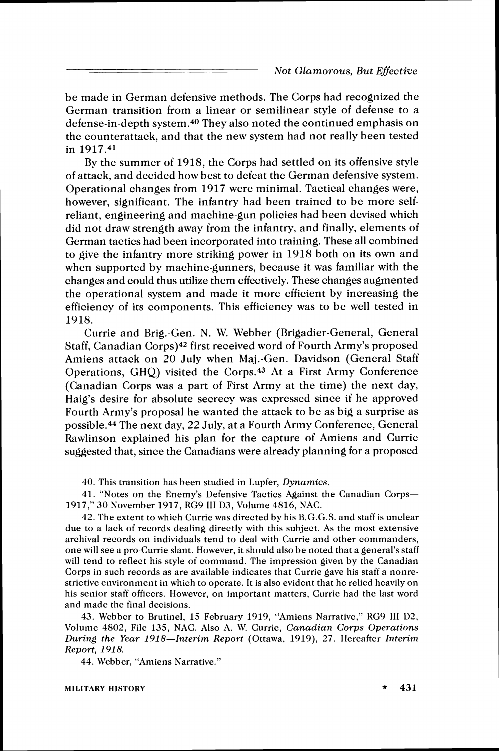be made in German defensive methods. The Corps had recognized the German transition from a linear or semilinear style of defense to a defense-in-depth system.[40] They also noted the continued emphasis on the counterattack, and that the new system had not really been tested in 1917.[41]

By the summer of 1918, the Corps had settled on its offensive style of attack, and decided how best to defeat the German defensive system. Operational changes from 1917 were minimal. Tactical changes were, however, significant. The infantry had been trained to be more self-reliant, engineering and machine-gun policies had been devised which did not draw strength away from the infantry, and finally, elements of German tactics had been incorporated into training. These all combined to give the infantry more striking power in 1918 both on its own and when supported by machine-gunners, because it was familiar with the changes and could thus utilize them effectively. These changes augmented the operational system and made it more efficient by increasing the efficiency of its components. This efficiency was to be well tested in 1918.

Currie and Brig.-Gen. N. W. Webber (Brigadier-General, General Staff, Canadian Corps)[42] first received word of Fourth Army's proposed Amiens attack on 20 July when Maj.-Gen. Davidson (General Staff Operations, GHQ) visited the Corps.[43] At a First Army Conference (Canadian Corps was a part of First Army at the time) the next day, Haig's desire for absolute secrecy was expressed since if he approved Fourth Army's proposal he wanted the attack to be as big a surprise as possible.[44] The next day, 22 July, at a Fourth Army Conference, General Rawlinson explained his plan for the capture of Amiens and Currie suggested that, since the Canadians were already planning for a proposed

40. This transition has been studied in Lupfer, *Dynamics*.

41. "Notes on the Enemy's Defensive Tactics Against the Canadian Corps—1917," 30 November 1917, RG9 III D3, Volume 4816, NAC.

42. The extent to which Currie was directed by his B.G.G.S. and staff is unclear due to a lack of records dealing directly with this subject. As the most extensive archival records on individuals tend to deal with Currie and other commanders, one will see a pro-Currie slant. However, it should also be noted that a general's staff will tend to reflect his style of command. The impression given by the Canadian Corps in such records as are available indicates that Currie gave his staff a nonrestrictive environment in which to operate. It is also evident that he relied heavily on his senior staff officers. However, on important matters, Currie had the last word and made the final decisions.

43. Webber to Brutinel, 15 February 1919, "Amiens Narrative," RG9 III D2, Volume 4802, File 135, NAC. Also A. W. Currie, *Canadian Corps Operations During the Year 1918—Interim Report* (Ottawa, 1919), 27. Hereafter *Interim Report, 1918.*

44. Webber, "Amiens Narrative."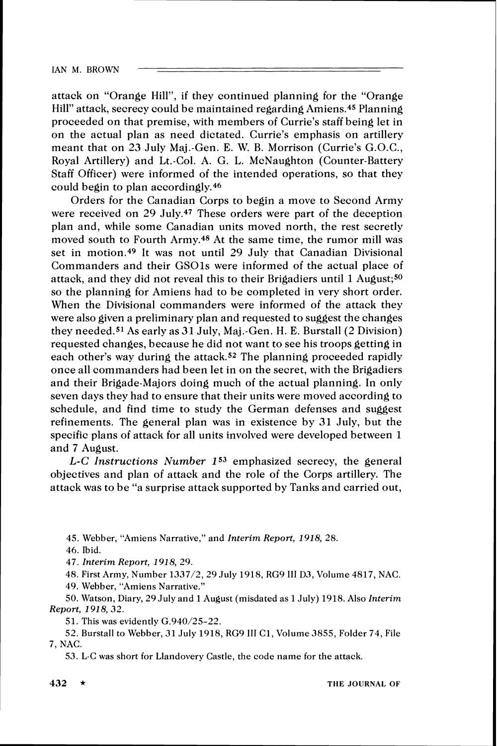attack on "Orange Hill", if they continued planning for the "Orange Hill" attack, secrecy could be maintained regarding Amiens.[45] Planning proceeded on that premise, with members of Currie's staff being let in on the actual plan as need dictated. Currie's emphasis on artillery meant that on 23 July Maj.-Gen. E. W. B. Morrison (Currie's G.O.C., Royal Artillery) and Lt.-Col. A. G. L. McNaughton (Counter-Battery Staff Officer) were informed of the intended operations, so that they could begin to plan accordingly.[46]

Orders for the Canadian Corps to begin a move to Second Army were received on 29 July.[47] These orders were part of the deception plan and, while some Canadian units moved north, the rest secretly moved south to Fourth Army.[48] At the same time, the rumor mill was set in motion.[49] It was not until 29 July that Canadian Divisional Commanders and their GSO1s were informed of the actual place of attack, and they did not reveal this to their Brigadiers until 1 August;[50] so the planning for Amiens had to be completed in very short order. When the Divisional commanders were informed of the attack they were also given a preliminary plan and requested to suggest the changes they needed.[51] As early as 31 July, Maj.-Gen. H. E. Burstall (2 Division) requested changes, because he did not want to see his troops getting in each other's way during the attack.[52] The planning proceeded rapidly once all commanders had been let in on the secret, with the Brigadiers and their Brigade-Majors doing much of the actual planning. In only seven days they had to ensure that their units were moved according to schedule, and find time to study the German defenses and suggest refinements. The general plan was in existence by 31 July, but the specific plans of attack for all units involved were developed between 1 and 7 August.

*L-C Instructions Number 1*[53] emphasized secrecy, the general objectives and plan of attack and the role of the Corps artillery. The attack was to be "a surprise attack supported by Tanks and carried out,

45. Webber, "Amiens Narrative," and *Interim Report, 1918,* 28.

46. Ibid.

47. *Interim Report, 1918,* 29.

48. First Army, Number 1337/2, 29 July 1918, RG9 III D3, Volume 4817, NAC.

49. Webber, "Amiens Narrative."

50. Watson, Diary, 29 July and 1 August (misdated as 1 July) 1918. Also *Interim Report, 1918,* 32.

51. This was evidently G.940/25-22.

52. Burstall to Webber, 31 July 1918, RG9 III C1, Volume 3855, Folder 74, File 7, NAC.

53. L-C was short for Llandovery Castle, the code name for the attack.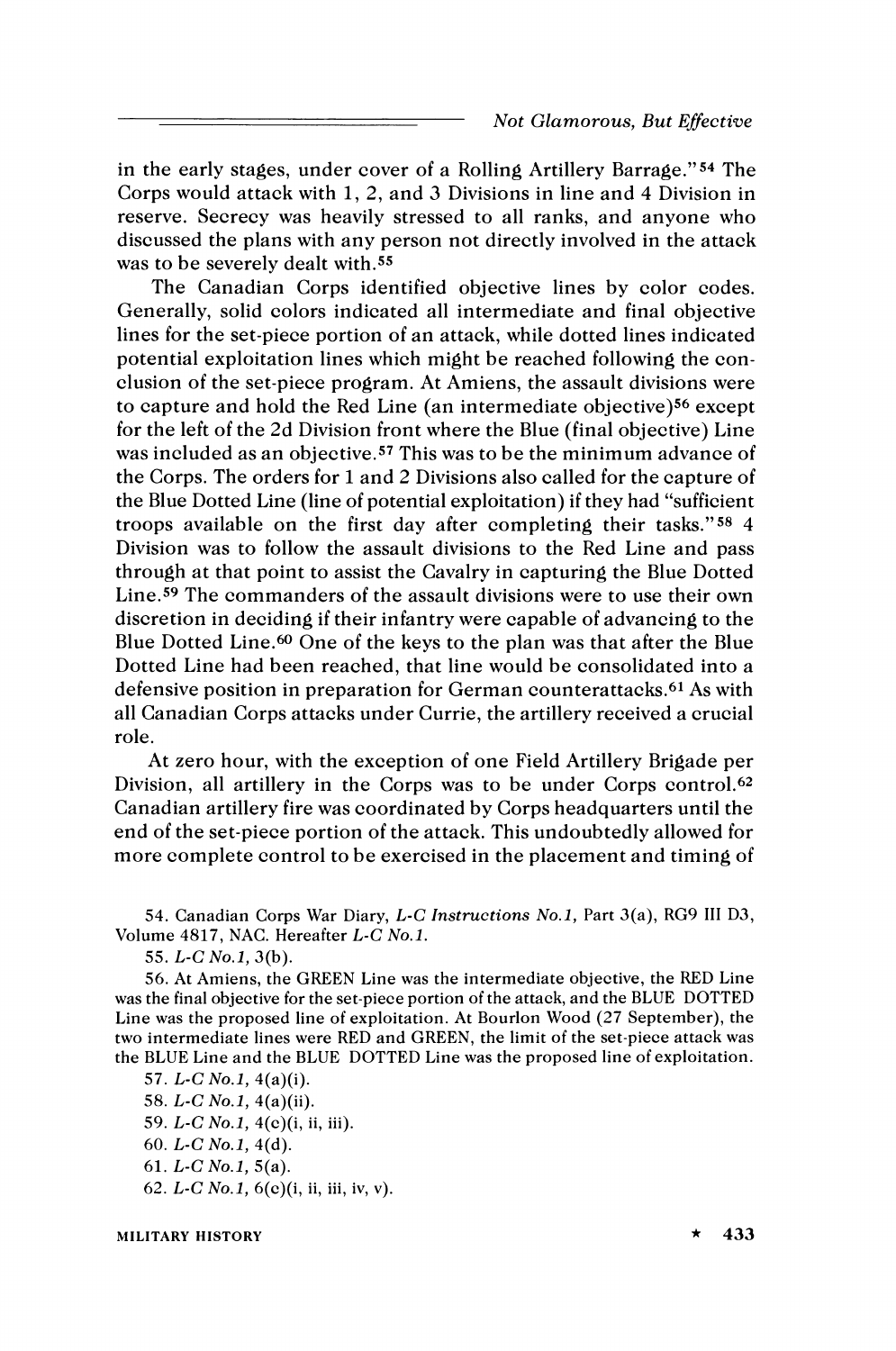in the early stages, under cover of a Rolling Artillery Barrage."[54] The Corps would attack with 1, 2, and 3 Divisions in line and 4 Division in reserve. Secrecy was heavily stressed to all ranks, and anyone who discussed the plans with any person not directly involved in the attack was to be severely dealt with.[55]

The Canadian Corps identified objective lines by color codes. Generally, solid colors indicated all intermediate and final objective lines for the set-piece portion of an attack, while dotted lines indicated potential exploitation lines which might be reached following the conclusion of the set-piece program. At Amiens, the assault divisions were to capture and hold the Red Line (an intermediate objective)[56] except for the left of the 2d Division front where the Blue (final objective) Line was included as an objective.[57] This was to be the minimum advance of the Corps. The orders for 1 and 2 Divisions also called for the capture of the Blue Dotted Line (line of potential exploitation) if they had "sufficient troops available on the first day after completing their tasks."[58] 4 Division was to follow the assault divisions to the Red Line and pass through at that point to assist the Cavalry in capturing the Blue Dotted Line.[59] The commanders of the assault divisions were to use their own discretion in deciding if their infantry were capable of advancing to the Blue Dotted Line.[60] One of the keys to the plan was that after the Blue Dotted Line had been reached, that line would be consolidated into a defensive position in preparation for German counterattacks.[61] As with all Canadian Corps attacks under Currie, the artillery received a crucial role.

At zero hour, with the exception of one Field Artillery Brigade per Division, all artillery in the Corps was to be under Corps control.[62] Canadian artillery fire was coordinated by Corps headquarters until the end of the set-piece portion of the attack. This undoubtedly allowed for more complete control to be exercised in the placement and timing of

54. Canadian Corps War Diary, *L-C Instructions No.1*, Part 3(a), RG9 III D3, Volume 4817, NAC. Hereafter *L-C No.1*.

55. *L-C No.1*, 3(b).

56. At Amiens, the GREEN Line was the intermediate objective, the RED Line was the final objective for the set-piece portion of the attack, and the BLUE DOTTED Line was the proposed line of exploitation. At Bourlon Wood (27 September), the two intermediate lines were RED and GREEN, the limit of the set-piece attack was the BLUE Line and the BLUE DOTTED Line was the proposed line of exploitation.

57. *L-C No.1*, 4(a)(i).

58. *L-C No.1*, 4(a)(ii).

59. *L-C No.1*, 4(c)(i, ii, iii).

60. *L-C No.1*, 4(d).

61. *L-C No.1*, 5(a).

62. *L-C No.1*, 6(c)(i, ii, iii, iv, v).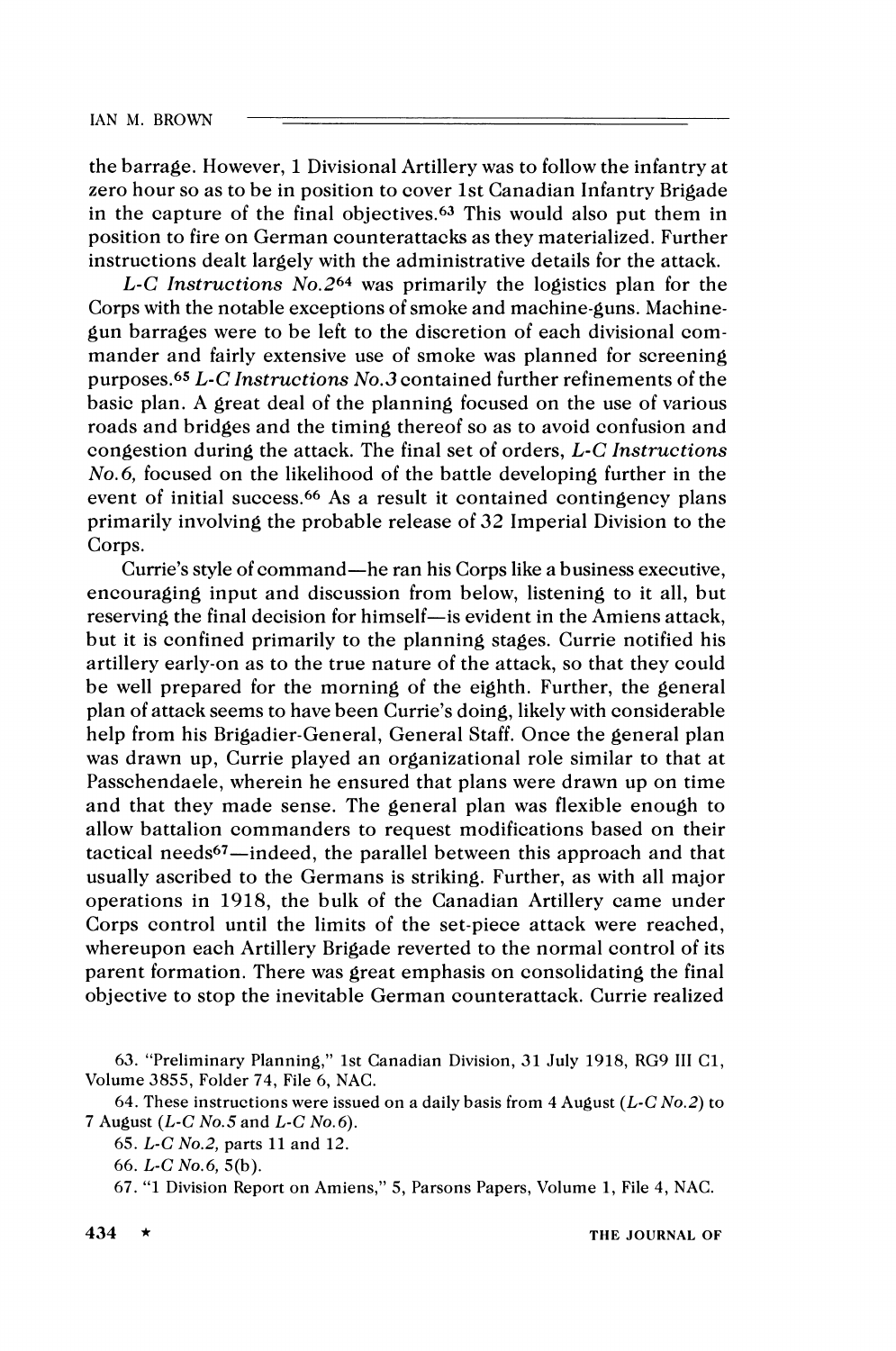the barrage. However, 1 Divisional Artillery was to follow the infantry at zero hour so as to be in position to cover 1st Canadian Infantry Brigade in the capture of the final objectives.[63] This would also put them in position to fire on German counterattacks as they materialized. Further instructions dealt largely with the administrative details for the attack.

*L-C Instructions No.2*[64] was primarily the logistics plan for the Corps with the notable exceptions of smoke and machine-guns. Machine-gun barrages were to be left to the discretion of each divisional commander and fairly extensive use of smoke was planned for screening purposes.[65] *L-C Instructions No.3* contained further refinements of the basic plan. A great deal of the planning focused on the use of various roads and bridges and the timing thereof so as to avoid confusion and congestion during the attack. The final set of orders, *L-C Instructions No.6,* focused on the likelihood of the battle developing further in the event of initial success.[66] As a result it contained contingency plans primarily involving the probable release of 32 Imperial Division to the Corps.

Currie's style of command—he ran his Corps like a business executive, encouraging input and discussion from below, listening to it all, but reserving the final decision for himself—is evident in the Amiens attack, but it is confined primarily to the planning stages. Currie notified his artillery early-on as to the true nature of the attack, so that they could be well prepared for the morning of the eighth. Further, the general plan of attack seems to have been Currie's doing, likely with considerable help from his Brigadier-General, General Staff. Once the general plan was drawn up, Currie played an organizational role similar to that at Passchendaele, wherein he ensured that plans were drawn up on time and that they made sense. The general plan was flexible enough to allow battalion commanders to request modifications based on their tactical needs[67]—indeed, the parallel between this approach and that usually ascribed to the Germans is striking. Further, as with all major operations in 1918, the bulk of the Canadian Artillery came under Corps control until the limits of the set-piece attack were reached, whereupon each Artillery Brigade reverted to the normal control of its parent formation. There was great emphasis on consolidating the final objective to stop the inevitable German counterattack. Currie realized

63. "Preliminary Planning," 1st Canadian Division, 31 July 1918, RG9 III C1, Volume 3855, Folder 74, File 6, NAC.

64. These instructions were issued on a daily basis from 4 August (*L-C No.2*) to 7 August (*L-C No.5* and *L-C No.6*).

65. *L-C No.2,* parts 11 and 12.

66. *L-C No.6,* 5(b).

67. "1 Division Report on Amiens," 5, Parsons Papers, Volume 1, File 4, NAC.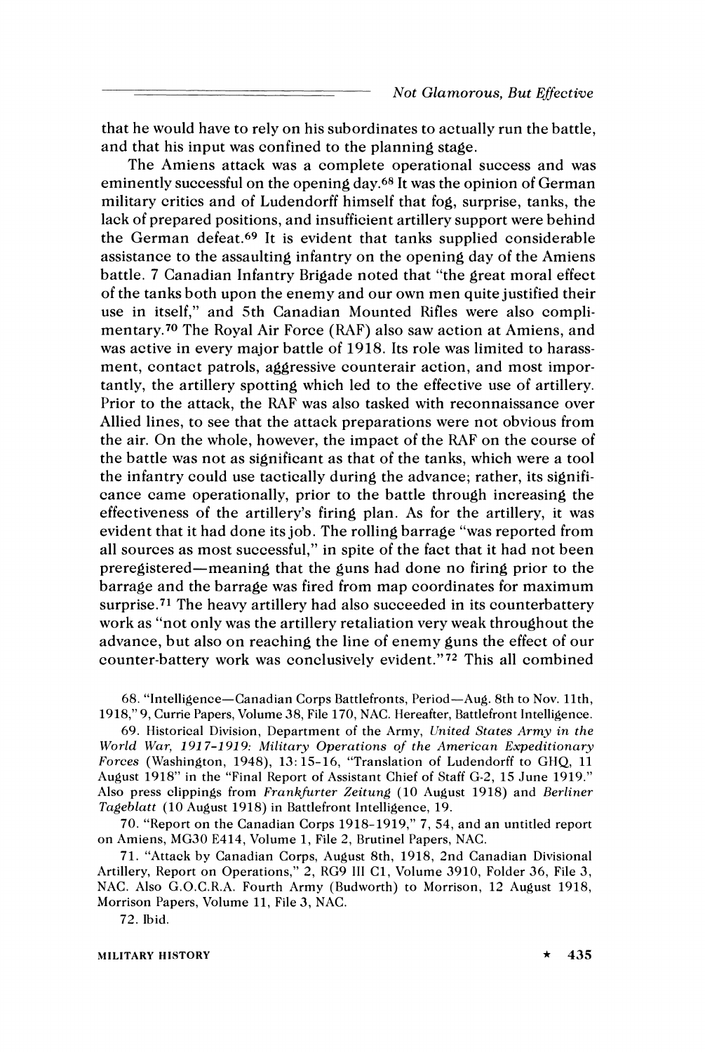that he would have to rely on his subordinates to actually run the battle, and that his input was confined to the planning stage.

The Amiens attack was a complete operational success and was eminently successful on the opening day.[68] It was the opinion of German military critics and of Ludendorff himself that fog, surprise, tanks, the lack of prepared positions, and insufficient artillery support were behind the German defeat.[69] It is evident that tanks supplied considerable assistance to the assaulting infantry on the opening day of the Amiens battle. 7 Canadian Infantry Brigade noted that "the great moral effect of the tanks both upon the enemy and our own men quite justified their use in itself," and 5th Canadian Mounted Rifles were also complimentary.[70] The Royal Air Force (RAF) also saw action at Amiens, and was active in every major battle of 1918. Its role was limited to harassment, contact patrols, aggressive counterair action, and most importantly, the artillery spotting which led to the effective use of artillery. Prior to the attack, the RAF was also tasked with reconnaissance over Allied lines, to see that the attack preparations were not obvious from the air. On the whole, however, the impact of the RAF on the course of the battle was not as significant as that of the tanks, which were a tool the infantry could use tactically during the advance; rather, its significance came operationally, prior to the battle through increasing the effectiveness of the artillery's firing plan. As for the artillery, it was evident that it had done its job. The rolling barrage "was reported from all sources as most successful," in spite of the fact that it had not been preregistered—meaning that the guns had done no firing prior to the barrage and the barrage was fired from map coordinates for maximum surprise.[71] The heavy artillery had also succeeded in its counterbattery work as "not only was the artillery retaliation very weak throughout the advance, but also on reaching the line of enemy guns the effect of our counter-battery work was conclusively evident."[72] This all combined

68. "Intelligence—Canadian Corps Battlefronts, Period—Aug. 8th to Nov. 11th, 1918," 9, Currie Papers, Volume 38, File 170, NAC. Hereafter, Battlefront Intelligence.

69. Historical Division, Department of the Army, *United States Army in the World War, 1917–1919: Military Operations of the American Expeditionary Forces* (Washington, 1948), 13: 15–16, "Translation of Ludendorff to GHQ, 11 August 1918" in the "Final Report of Assistant Chief of Staff G-2, 15 June 1919." Also press clippings from *Frankfurter Zeitung* (10 August 1918) and *Berliner Tageblatt* (10 August 1918) in Battlefront Intelligence, 19.

70. "Report on the Canadian Corps 1918–1919," 7, 54, and an untitled report on Amiens, MG30 E414, Volume 1, File 2, Brutinel Papers, NAC.

71. "Attack by Canadian Corps, August 8th, 1918, 2nd Canadian Divisional Artillery, Report on Operations," 2, RG9 III C1, Volume 3910, Folder 36, File 3, NAC. Also G.O.C.R.A. Fourth Army (Budworth) to Morrison, 12 August 1918, Morrison Papers, Volume 11, File 3, NAC.

72. Ibid.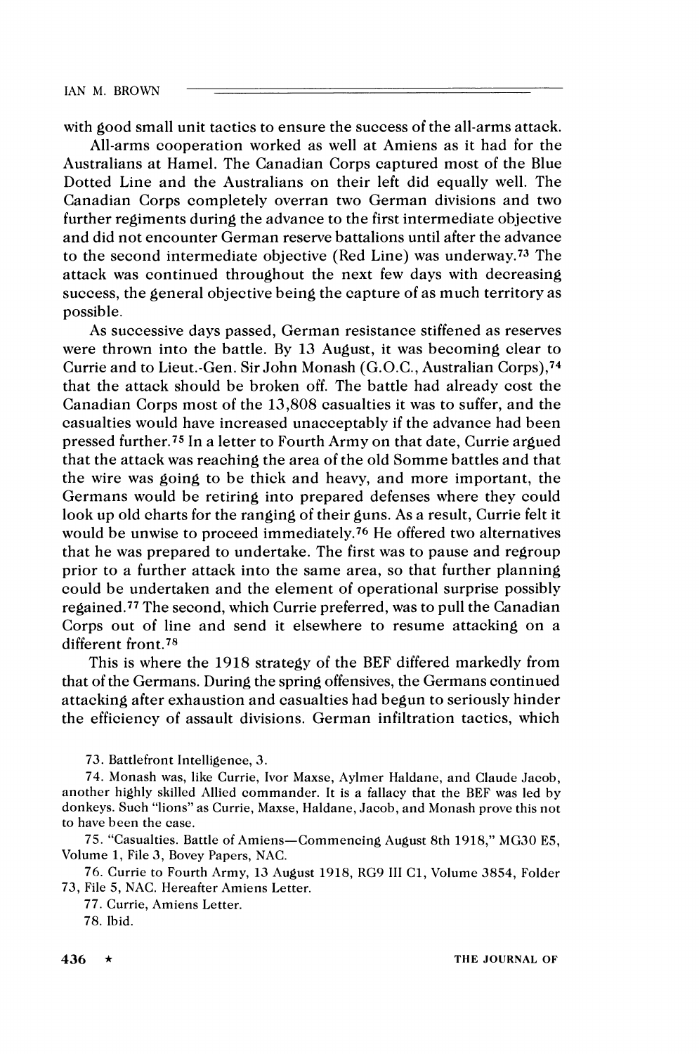with good small unit tactics to ensure the success of the all-arms attack.

All-arms cooperation worked as well at Amiens as it had for the Australians at Hamel. The Canadian Corps captured most of the Blue Dotted Line and the Australians on their left did equally well. The Canadian Corps completely overran two German divisions and two further regiments during the advance to the first intermediate objective and did not encounter German reserve battalions until after the advance to the second intermediate objective (Red Line) was underway.[73] The attack was continued throughout the next few days with decreasing success, the general objective being the capture of as much territory as possible.

As successive days passed, German resistance stiffened as reserves were thrown into the battle. By 13 August, it was becoming clear to Currie and to Lieut.-Gen. Sir John Monash (G.O.C., Australian Corps),[74] that the attack should be broken off. The battle had already cost the Canadian Corps most of the 13,808 casualties it was to suffer, and the casualties would have increased unacceptably if the advance had been pressed further.[75] In a letter to Fourth Army on that date, Currie argued that the attack was reaching the area of the old Somme battles and that the wire was going to be thick and heavy, and more important, the Germans would be retiring into prepared defenses where they could look up old charts for the ranging of their guns. As a result, Currie felt it would be unwise to proceed immediately.[76] He offered two alternatives that he was prepared to undertake. The first was to pause and regroup prior to a further attack into the same area, so that further planning could be undertaken and the element of operational surprise possibly regained.[77] The second, which Currie preferred, was to pull the Canadian Corps out of line and send it elsewhere to resume attacking on a different front.[78]

This is where the 1918 strategy of the BEF differed markedly from that of the Germans. During the spring offensives, the Germans continued attacking after exhaustion and casualties had begun to seriously hinder the efficiency of assault divisions. German infiltration tactics, which

73. Battlefront Intelligence, 3.

74. Monash was, like Currie, Ivor Maxse, Aylmer Haldane, and Claude Jacob, another highly skilled Allied commander. It is a fallacy that the BEF was led by donkeys. Such "lions" as Currie, Maxse, Haldane, Jacob, and Monash prove this not to have been the case.

75. "Casualties. Battle of Amiens—Commencing August 8th 1918," MG30 E5, Volume 1, File 3, Bovey Papers, NAC.

76. Currie to Fourth Army, 13 August 1918, RG9 III C1, Volume 3854, Folder 73, File 5, NAC. Hereafter Amiens Letter.

77. Currie, Amiens Letter.

78. Ibid.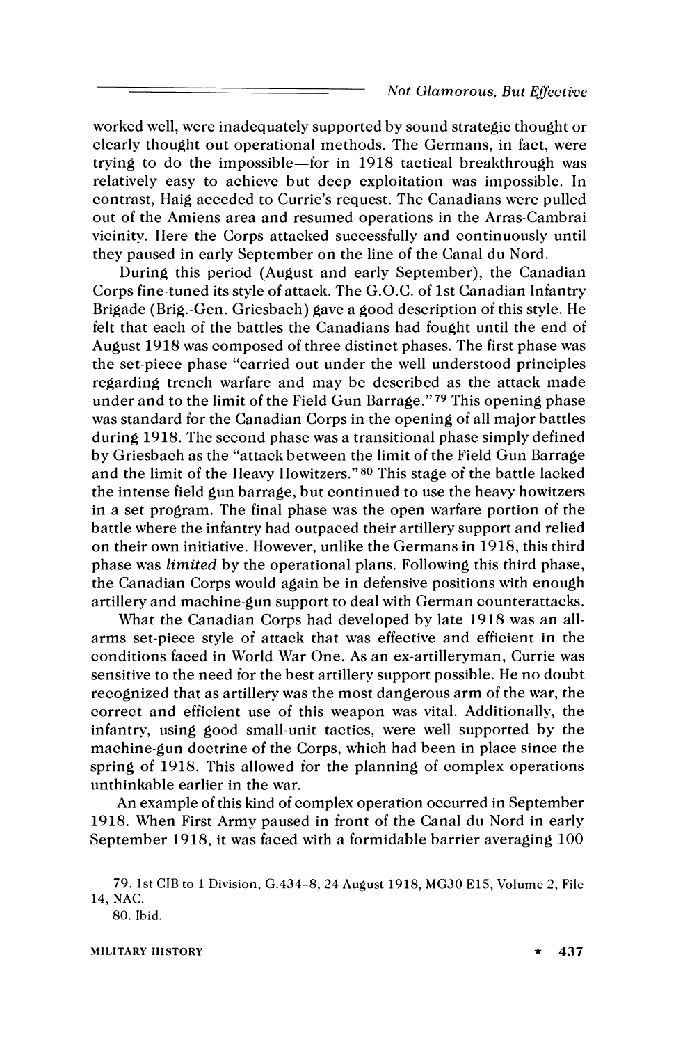worked well, were inadequately supported by sound strategic thought or clearly thought out operational methods. The Germans, in fact, were trying to do the impossible—for in 1918 tactical breakthrough was relatively easy to achieve but deep exploitation was impossible. In contrast, Haig acceded to Currie's request. The Canadians were pulled out of the Amiens area and resumed operations in the Arras-Cambrai vicinity. Here the Corps attacked successfully and continuously until they paused in early September on the line of the Canal du Nord.

During this period (August and early September), the Canadian Corps fine-tuned its style of attack. The G.O.C. of 1st Canadian Infantry Brigade (Brig.-Gen. Griesbach) gave a good description of this style. He felt that each of the battles the Canadians had fought until the end of August 1918 was composed of three distinct phases. The first phase was the set-piece phase "carried out under the well understood principles regarding trench warfare and may be described as the attack made under and to the limit of the Field Gun Barrage."[79] This opening phase was standard for the Canadian Corps in the opening of all major battles during 1918. The second phase was a transitional phase simply defined by Griesbach as the "attack between the limit of the Field Gun Barrage and the limit of the Heavy Howitzers."[80] This stage of the battle lacked the intense field gun barrage, but continued to use the heavy howitzers in a set program. The final phase was the open warfare portion of the battle where the infantry had outpaced their artillery support and relied on their own initiative. However, unlike the Germans in 1918, this third phase was *limited* by the operational plans. Following this third phase, the Canadian Corps would again be in defensive positions with enough artillery and machine-gun support to deal with German counterattacks.

What the Canadian Corps had developed by late 1918 was an all-arms set-piece style of attack that was effective and efficient in the conditions faced in World War One. As an ex-artilleryman, Currie was sensitive to the need for the best artillery support possible. He no doubt recognized that as artillery was the most dangerous arm of the war, the correct and efficient use of this weapon was vital. Additionally, the infantry, using good small-unit tactics, were well supported by the machine-gun doctrine of the Corps, which had been in place since the spring of 1918. This allowed for the planning of complex operations unthinkable earlier in the war.

An example of this kind of complex operation occurred in September 1918. When First Army paused in front of the Canal du Nord in early September 1918, it was faced with a formidable barrier averaging 100

79. 1st CIB to 1 Division, G.434-8, 24 August 1918, MG30 E15, Volume 2, File 14, NAC.

80. Ibid.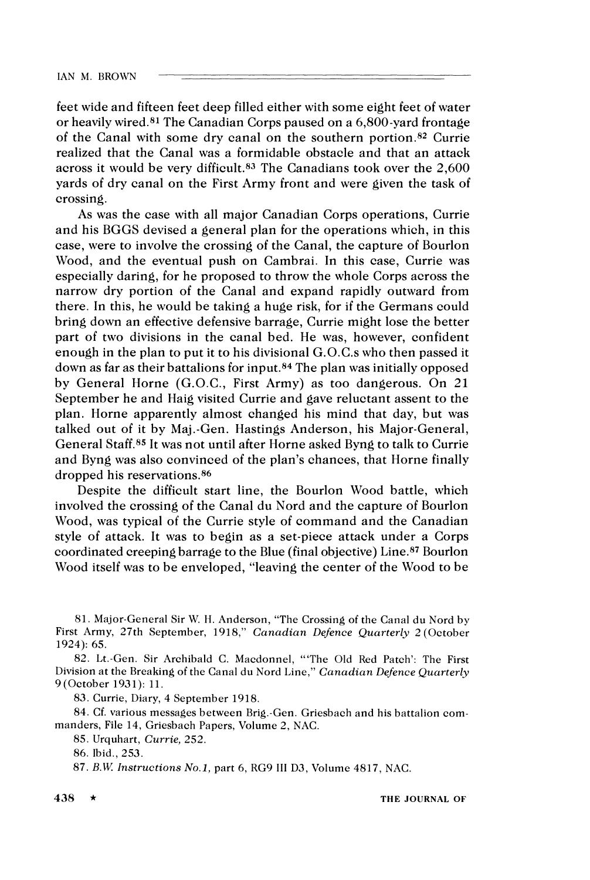feet wide and fifteen feet deep filled either with some eight feet of water or heavily wired.[81] The Canadian Corps paused on a 6,800-yard frontage of the Canal with some dry canal on the southern portion.[82] Currie realized that the Canal was a formidable obstacle and that an attack across it would be very difficult.[83] The Canadians took over the 2,600 yards of dry canal on the First Army front and were given the task of crossing.

As was the case with all major Canadian Corps operations, Currie and his BGGS devised a general plan for the operations which, in this case, were to involve the crossing of the Canal, the capture of Bourlon Wood, and the eventual push on Cambrai. In this case, Currie was especially daring, for he proposed to throw the whole Corps across the narrow dry portion of the Canal and expand rapidly outward from there. In this, he would be taking a huge risk, for if the Germans could bring down an effective defensive barrage, Currie might lose the better part of two divisions in the canal bed. He was, however, confident enough in the plan to put it to his divisional G.O.C.s who then passed it down as far as their battalions for input.[84] The plan was initially opposed by General Horne (G.O.C., First Army) as too dangerous. On 21 September he and Haig visited Currie and gave reluctant assent to the plan. Horne apparently almost changed his mind that day, but was talked out of it by Maj.-Gen. Hastings Anderson, his Major-General, General Staff.[85] It was not until after Horne asked Byng to talk to Currie and Byng was also convinced of the plan's chances, that Horne finally dropped his reservations.[86]

Despite the difficult start line, the Bourlon Wood battle, which involved the crossing of the Canal du Nord and the capture of Bourlon Wood, was typical of the Currie style of command and the Canadian style of attack. It was to begin as a set-piece attack under a Corps coordinated creeping barrage to the Blue (final objective) Line.[87] Bourlon Wood itself was to be enveloped, "leaving the center of the Wood to be

81. Major-General Sir W. H. Anderson, "The Crossing of the Canal du Nord by First Army, 27th September, 1918," *Canadian Defence Quarterly* 2 (October 1924): 65.

82. Lt.-Gen. Sir Archibald C. Macdonnel, "'The Old Red Patch': The First Division at the Breaking of the Canal du Nord Line," *Canadian Defence Quarterly* 9 (October 1931): 11.

83. Currie, Diary, 4 September 1918.

84. Cf. various messages between Brig.-Gen. Griesbach and his battalion commanders, File 14, Griesbach Papers, Volume 2, NAC.

85. Urquhart, *Currie,* 252.

86. Ibid., 253.

87. *B.W. Instructions No.1,* part 6, RG9 III D3, Volume 4817, NAC.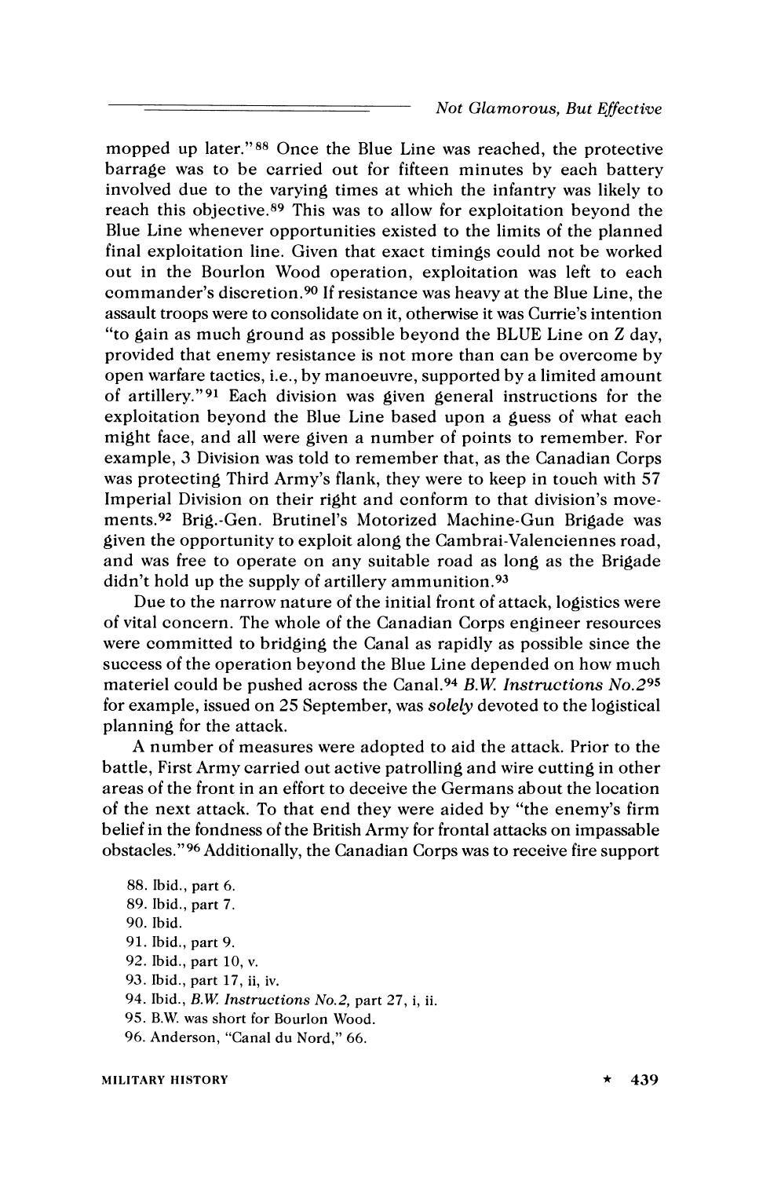mopped up later."[88] Once the Blue Line was reached, the protective barrage was to be carried out for fifteen minutes by each battery involved due to the varying times at which the infantry was likely to reach this objective.[89] This was to allow for exploitation beyond the Blue Line whenever opportunities existed to the limits of the planned final exploitation line. Given that exact timings could not be worked out in the Bourlon Wood operation, exploitation was left to each commander's discretion.[90] If resistance was heavy at the Blue Line, the assault troops were to consolidate on it, otherwise it was Currie's intention "to gain as much ground as possible beyond the BLUE Line on Z day, provided that enemy resistance is not more than can be overcome by open warfare tactics, i.e., by manoeuvre, supported by a limited amount of artillery."[91] Each division was given general instructions for the exploitation beyond the Blue Line based upon a guess of what each might face, and all were given a number of points to remember. For example, 3 Division was told to remember that, as the Canadian Corps was protecting Third Army's flank, they were to keep in touch with 57 Imperial Division on their right and conform to that division's movements.[92] Brig.-Gen. Brutinel's Motorized Machine-Gun Brigade was given the opportunity to exploit along the Cambrai-Valenciennes road, and was free to operate on any suitable road as long as the Brigade didn't hold up the supply of artillery ammunition.[93]

Due to the narrow nature of the initial front of attack, logistics were of vital concern. The whole of the Canadian Corps engineer resources were committed to bridging the Canal as rapidly as possible since the success of the operation beyond the Blue Line depended on how much materiel could be pushed across the Canal.[94] *B.W. Instructions No.2*[95] for example, issued on 25 September, was *solely* devoted to the logistical planning for the attack.

A number of measures were adopted to aid the attack. Prior to the battle, First Army carried out active patrolling and wire cutting in other areas of the front in an effort to deceive the Germans about the location of the next attack. To that end they were aided by "the enemy's firm belief in the fondness of the British Army for frontal attacks on impassable obstacles."[96] Additionally, the Canadian Corps was to receive fire support

88. Ibid., part 6.
89. Ibid., part 7.
90. Ibid.
91. Ibid., part 9.
92. Ibid., part 10, v.
93. Ibid., part 17, ii, iv.
94. Ibid., *B.W. Instructions No.2,* part 27, i, ii.
95. B.W. was short for Bourlon Wood.
96. Anderson, "Canal du Nord," 66.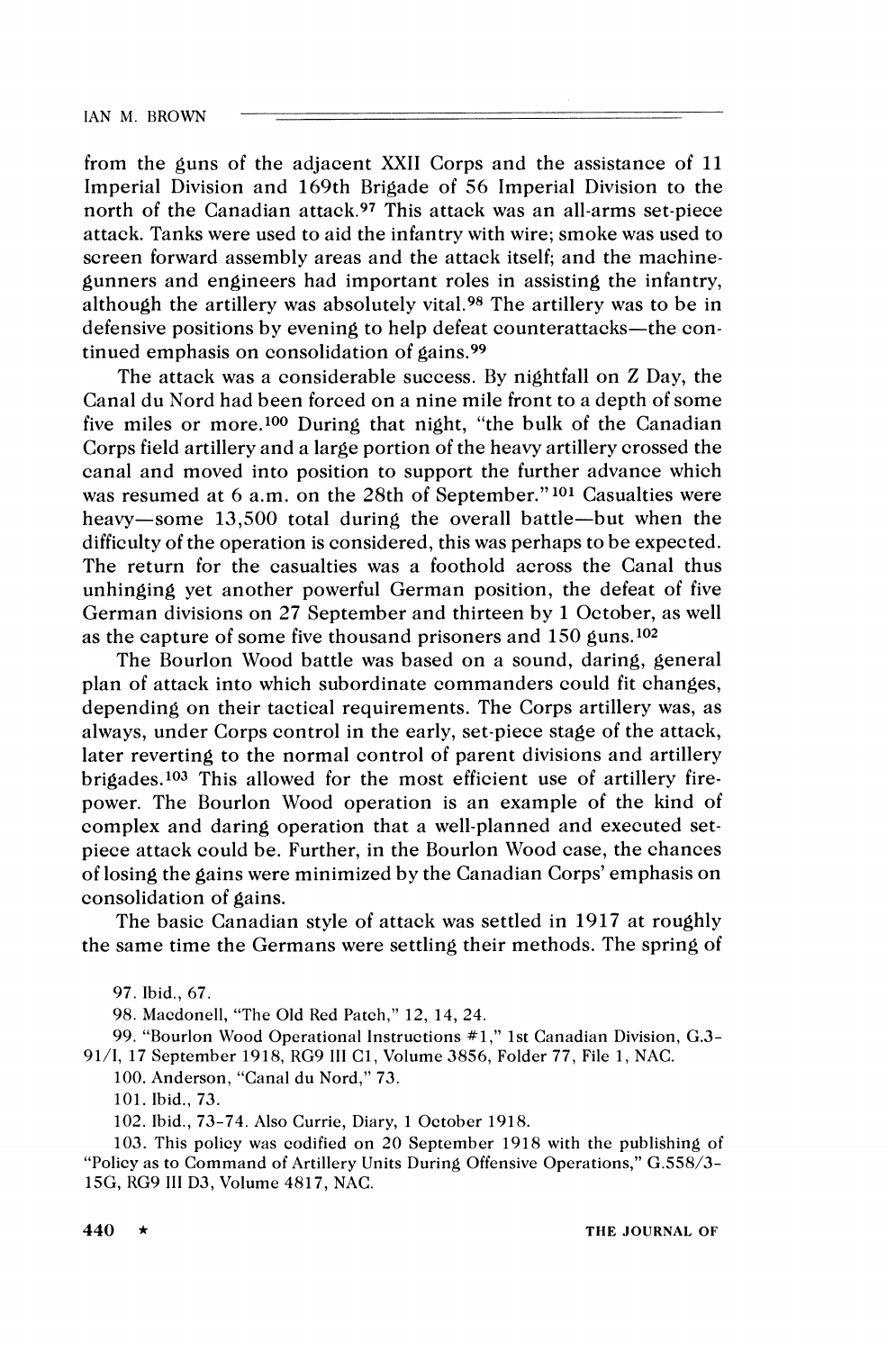from the guns of the adjacent XXII Corps and the assistance of 11 Imperial Division and 169th Brigade of 56 Imperial Division to the north of the Canadian attack.[97] This attack was an all-arms set-piece attack. Tanks were used to aid the infantry with wire; smoke was used to screen forward assembly areas and the attack itself; and the machine-gunners and engineers had important roles in assisting the infantry, although the artillery was absolutely vital.[98] The artillery was to be in defensive positions by evening to help defeat counterattacks—the continued emphasis on consolidation of gains.[99]

The attack was a considerable success. By nightfall on Z Day, the Canal du Nord had been forced on a nine mile front to a depth of some five miles or more.[100] During that night, "the bulk of the Canadian Corps field artillery and a large portion of the heavy artillery crossed the canal and moved into position to support the further advance which was resumed at 6 a.m. on the 28th of September."[101] Casualties were heavy—some 13,500 total during the overall battle—but when the difficulty of the operation is considered, this was perhaps to be expected. The return for the casualties was a foothold across the Canal thus unhinging yet another powerful German position, the defeat of five German divisions on 27 September and thirteen by 1 October, as well as the capture of some five thousand prisoners and 150 guns.[102]

The Bourlon Wood battle was based on a sound, daring, general plan of attack into which subordinate commanders could fit changes, depending on their tactical requirements. The Corps artillery was, as always, under Corps control in the early, set-piece stage of the attack, later reverting to the normal control of parent divisions and artillery brigades.[103] This allowed for the most efficient use of artillery firepower. The Bourlon Wood operation is an example of the kind of complex and daring operation that a well-planned and executed set-piece attack could be. Further, in the Bourlon Wood case, the chances of losing the gains were minimized by the Canadian Corps' emphasis on consolidation of gains.

The basic Canadian style of attack was settled in 1917 at roughly the same time the Germans were settling their methods. The spring of

97. Ibid., 67.

98. Macdonell, "The Old Red Patch," 12, 14, 24.

99. "Bourlon Wood Operational Instructions #1," 1st Canadian Division, G.3-91/I, 17 September 1918, RG9 III C1, Volume 3856, Folder 77, File 1, NAC.

100. Anderson, "Canal du Nord," 73.

101. Ibid., 73.

102. Ibid., 73–74. Also Currie, Diary, 1 October 1918.

103. This policy was codified on 20 September 1918 with the publishing of "Policy as to Command of Artillery Units During Offensive Operations," G.558/3-15G, RG9 III D3, Volume 4817, NAC.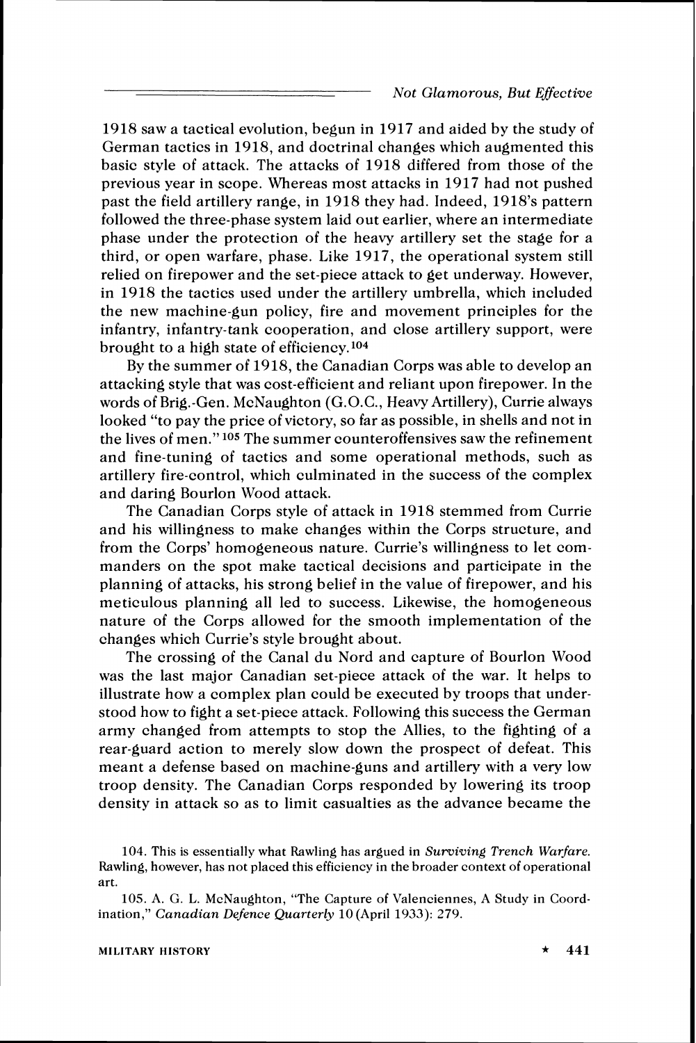1918 saw a tactical evolution, begun in 1917 and aided by the study of German tactics in 1918, and doctrinal changes which augmented this basic style of attack. The attacks of 1918 differed from those of the previous year in scope. Whereas most attacks in 1917 had not pushed past the field artillery range, in 1918 they had. Indeed, 1918's pattern followed the three-phase system laid out earlier, where an intermediate phase under the protection of the heavy artillery set the stage for a third, or open warfare, phase. Like 1917, the operational system still relied on firepower and the set-piece attack to get underway. However, in 1918 the tactics used under the artillery umbrella, which included the new machine-gun policy, fire and movement principles for the infantry, infantry-tank cooperation, and close artillery support, were brought to a high state of efficiency.[104]

By the summer of 1918, the Canadian Corps was able to develop an attacking style that was cost-efficient and reliant upon firepower. In the words of Brig.-Gen. McNaughton (G.O.C., Heavy Artillery), Currie always looked "to pay the price of victory, so far as possible, in shells and not in the lives of men."[105] The summer counteroffensives saw the refinement and fine-tuning of tactics and some operational methods, such as artillery fire-control, which culminated in the success of the complex and daring Bourlon Wood attack.

The Canadian Corps style of attack in 1918 stemmed from Currie and his willingness to make changes within the Corps structure, and from the Corps' homogeneous nature. Currie's willingness to let commanders on the spot make tactical decisions and participate in the planning of attacks, his strong belief in the value of firepower, and his meticulous planning all led to success. Likewise, the homogeneous nature of the Corps allowed for the smooth implementation of the changes which Currie's style brought about.

The crossing of the Canal du Nord and capture of Bourlon Wood was the last major Canadian set-piece attack of the war. It helps to illustrate how a complex plan could be executed by troops that understood how to fight a set-piece attack. Following this success the German army changed from attempts to stop the Allies, to the fighting of a rear-guard action to merely slow down the prospect of defeat. This meant a defense based on machine-guns and artillery with a very low troop density. The Canadian Corps responded by lowering its troop density in attack so as to limit casualties as the advance became the

104. This is essentially what Rawling has argued in *Surviving Trench Warfare*. Rawling, however, has not placed this efficiency in the broader context of operational art.

105. A. G. L. McNaughton, "The Capture of Valenciennes, A Study in Coordination," *Canadian Defence Quarterly* 10 (April 1933): 279.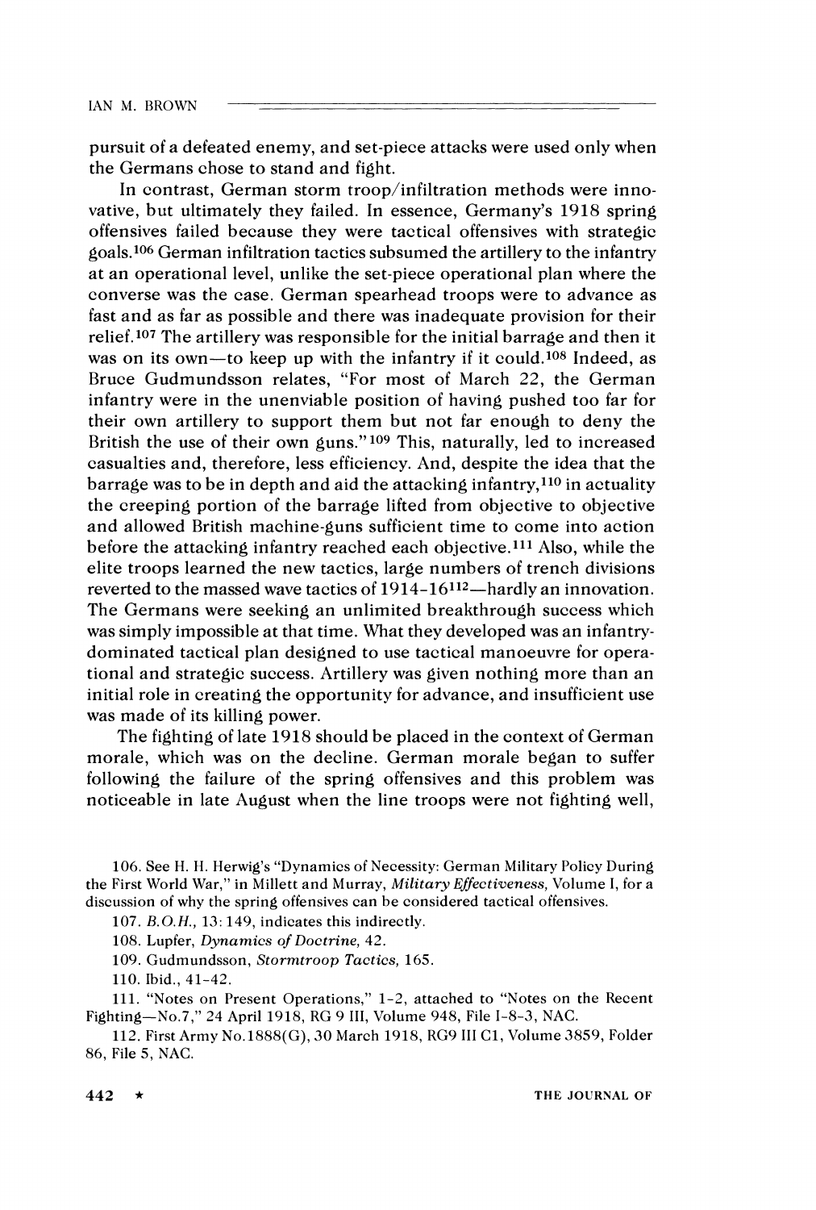pursuit of a defeated enemy, and set-piece attacks were used only when the Germans chose to stand and fight.

In contrast, German storm troop/infiltration methods were innovative, but ultimately they failed. In essence, Germany's 1918 spring offensives failed because they were tactical offensives with strategic goals.[106] German infiltration tactics subsumed the artillery to the infantry at an operational level, unlike the set-piece operational plan where the converse was the case. German spearhead troops were to advance as fast and as far as possible and there was inadequate provision for their relief.[107] The artillery was responsible for the initial barrage and then it was on its own—to keep up with the infantry if it could.[108] Indeed, as Bruce Gudmundsson relates, "For most of March 22, the German infantry were in the unenviable position of having pushed too far for their own artillery to support them but not far enough to deny the British the use of their own guns."[109] This, naturally, led to increased casualties and, therefore, less efficiency. And, despite the idea that the barrage was to be in depth and aid the attacking infantry,[110] in actuality the creeping portion of the barrage lifted from objective to objective and allowed British machine-guns sufficient time to come into action before the attacking infantry reached each objective.[111] Also, while the elite troops learned the new tactics, large numbers of trench divisions reverted to the massed wave tactics of 1914–16[112]—hardly an innovation. The Germans were seeking an unlimited breakthrough success which was simply impossible at that time. What they developed was an infantry-dominated tactical plan designed to use tactical manoeuvre for operational and strategic success. Artillery was given nothing more than an initial role in creating the opportunity for advance, and insufficient use was made of its killing power.

The fighting of late 1918 should be placed in the context of German morale, which was on the decline. German morale began to suffer following the failure of the spring offensives and this problem was noticeable in late August when the line troops were not fighting well,

---

106. See H. H. Herwig's "Dynamics of Necessity: German Military Policy During the First World War," in Millett and Murray, *Military Effectiveness*, Volume I, for a discussion of why the spring offensives can be considered tactical offensives.

107. *B.O.H.*, 13: 149, indicates this indirectly.

108. Lupfer, *Dynamics of Doctrine*, 42.

109. Gudmundsson, *Stormtroop Tactics*, 165.

110. Ibid., 41–42.

111. "Notes on Present Operations," 1–2, attached to "Notes on the Recent Fighting—No.7," 24 April 1918, RG 9 III, Volume 948, File I-8-3, NAC.

112. First Army No.1888(G), 30 March 1918, RG9 III C1, Volume 3859, Folder 86, File 5, NAC.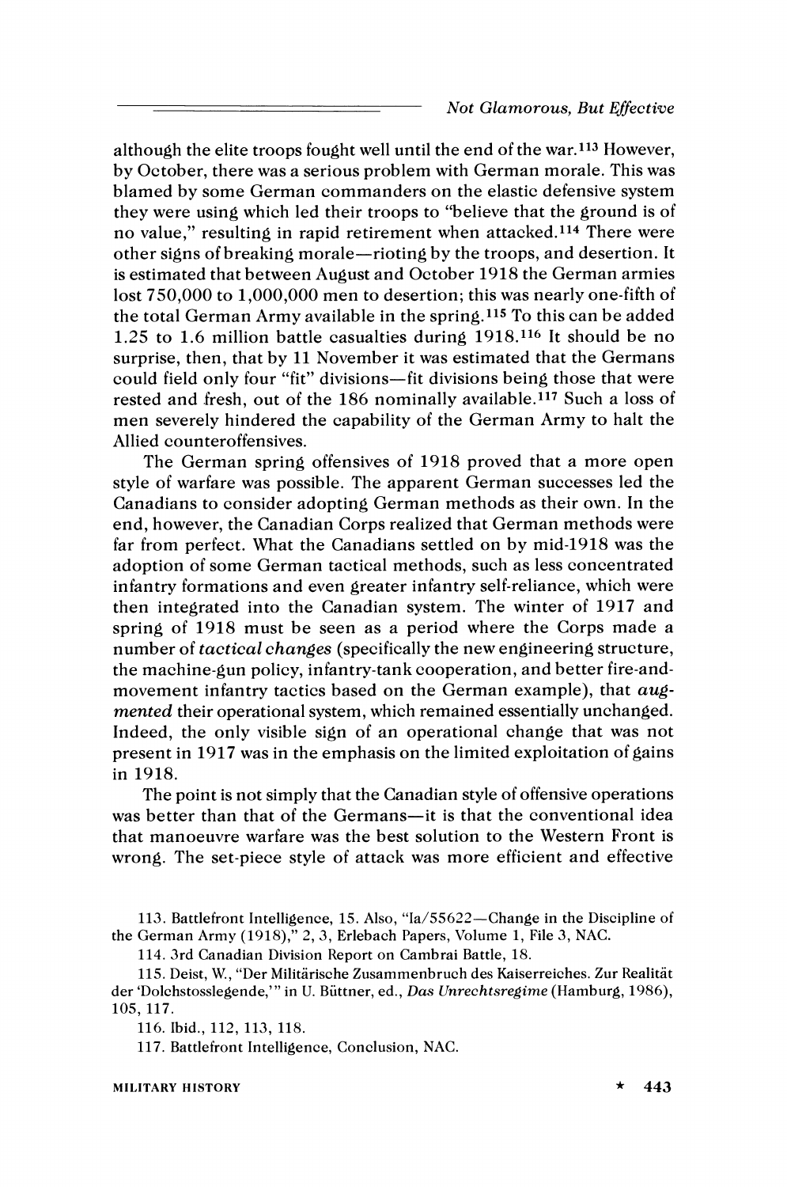although the elite troops fought well until the end of the war.[113] However, by October, there was a serious problem with German morale. This was blamed by some German commanders on the elastic defensive system they were using which led their troops to "believe that the ground is of no value," resulting in rapid retirement when attacked.[114] There were other signs of breaking morale—rioting by the troops, and desertion. It is estimated that between August and October 1918 the German armies lost 750,000 to 1,000,000 men to desertion; this was nearly one-fifth of the total German Army available in the spring.[115] To this can be added 1.25 to 1.6 million battle casualties during 1918.[116] It should be no surprise, then, that by 11 November it was estimated that the Germans could field only four "fit" divisions—fit divisions being those that were rested and fresh, out of the 186 nominally available.[117] Such a loss of men severely hindered the capability of the German Army to halt the Allied counteroffensives.

The German spring offensives of 1918 proved that a more open style of warfare was possible. The apparent German successes led the Canadians to consider adopting German methods as their own. In the end, however, the Canadian Corps realized that German methods were far from perfect. What the Canadians settled on by mid-1918 was the adoption of some German tactical methods, such as less concentrated infantry formations and even greater infantry self-reliance, which were then integrated into the Canadian system. The winter of 1917 and spring of 1918 must be seen as a period where the Corps made a number of *tactical changes* (specifically the new engineering structure, the machine-gun policy, infantry-tank cooperation, and better fire-and-movement infantry tactics based on the German example), that *augmented* their operational system, which remained essentially unchanged. Indeed, the only visible sign of an operational change that was not present in 1917 was in the emphasis on the limited exploitation of gains in 1918.

The point is not simply that the Canadian style of offensive operations was better than that of the Germans—it is that the conventional idea that manoeuvre warfare was the best solution to the Western Front is wrong. The set-piece style of attack was more efficient and effective

113. Battlefront Intelligence, 15. Also, "Ia/55622—Change in the Discipline of the German Army (1918)," 2, 3, Erlebach Papers, Volume 1, File 3, NAC.

114. 3rd Canadian Division Report on Cambrai Battle, 18.

115. Deist, W., "Der Militärische Zusammenbruch des Kaiserreiches. Zur Realität der 'Dolchstosslegende,'" in U. Büttner, ed., *Das Unrechtsregime* (Hamburg, 1986), 105, 117.

116. Ibid., 112, 113, 118.

117. Battlefront Intelligence, Conclusion, NAC.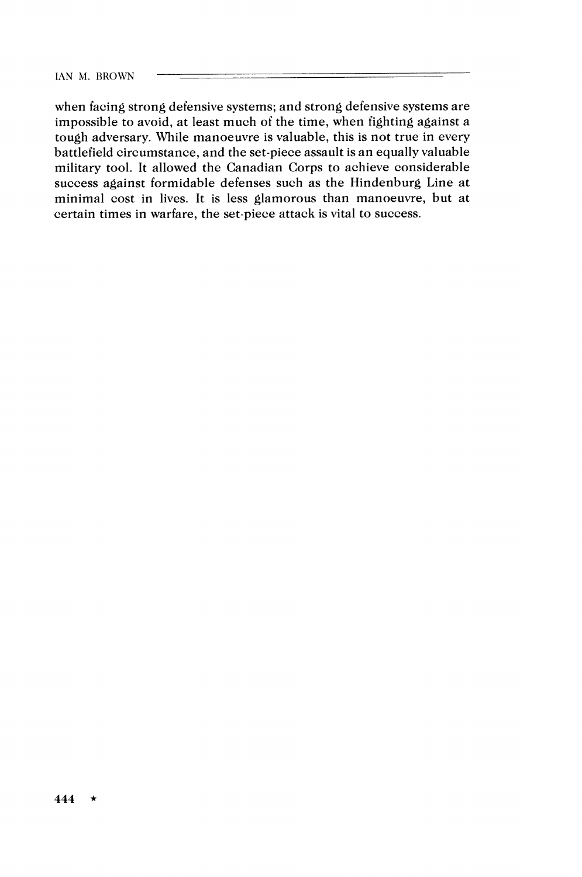when facing strong defensive systems; and strong defensive systems are impossible to avoid, at least much of the time, when fighting against a tough adversary. While manoeuvre is valuable, this is not true in every battlefield circumstance, and the set-piece assault is an equally valuable military tool. It allowed the Canadian Corps to achieve considerable success against formidable defenses such as the Hindenburg Line at minimal cost in lives. It is less glamorous than manoeuvre, but at certain times in warfare, the set-piece attack is vital to success.